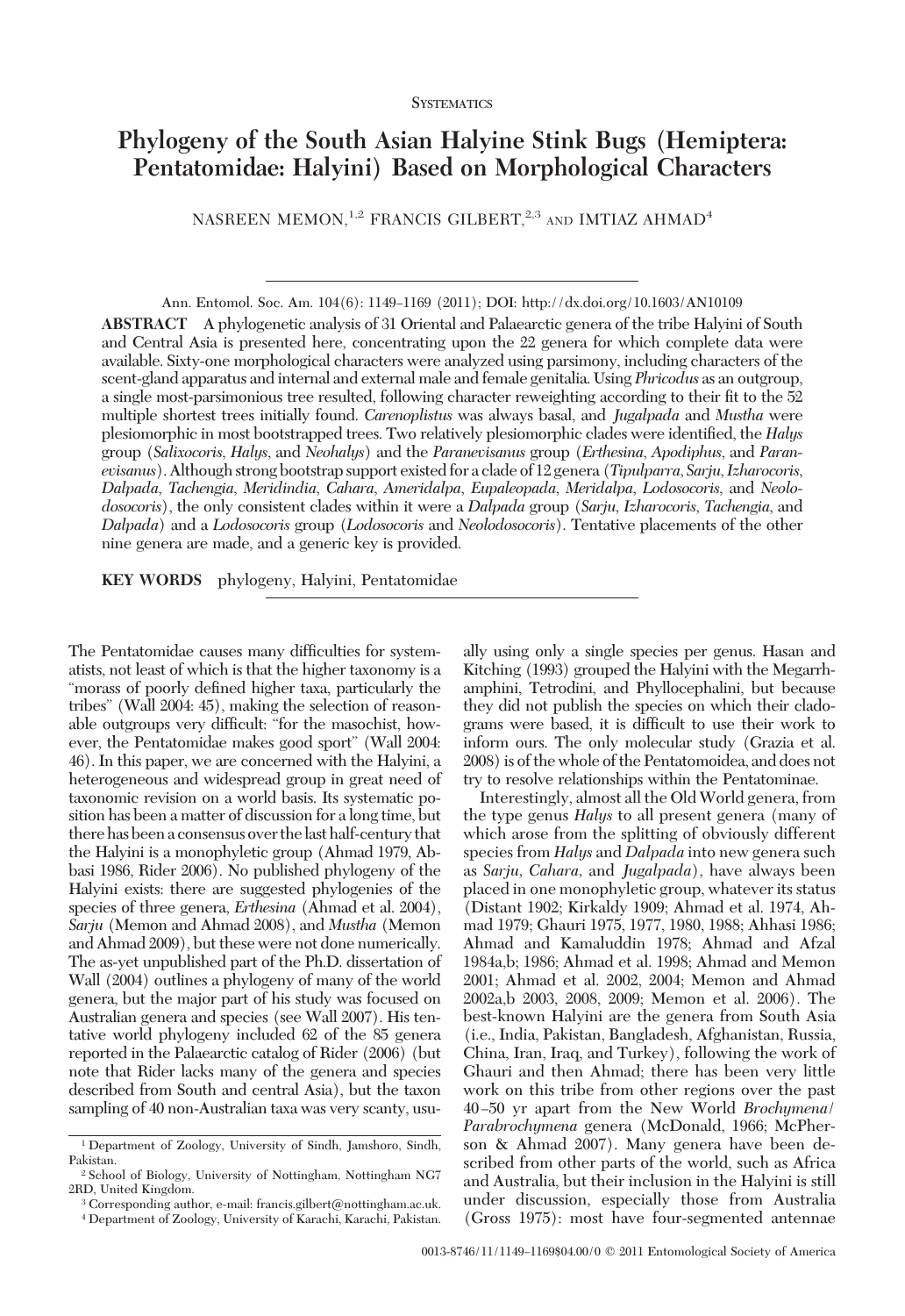Systematics

# Phylogeny of the South Asian Halyine Stink Bugs (Hemiptera: Pentatomidae: Halyini) Based on Morphological Characters

NASREEN MEMON,[1,2] FRANCIS GILBERT,[2,3] AND IMTIAZ AHMAD[4]

Ann. Entomol. Soc. Am. 104(6): 1149–1169 (2011); DOI: http://dx.doi.org/10.1603/AN10109

**ABSTRACT** A phylogenetic analysis of 31 Oriental and Palaearctic genera of the tribe Halyini of South and Central Asia is presented here, concentrating upon the 22 genera for which complete data were available. Sixty-one morphological characters were analyzed using parsimony, including characters of the scent-gland apparatus and internal and external male and female genitalia. Using *Phricodus* as an outgroup, a single most-parsimonious tree resulted, following character reweighting according to their fit to the 52 multiple shortest trees initially found. *Carenoplistus* was always basal, and *Jugalpada* and *Mustha* were plesiomorphic in most bootstrapped trees. Two relatively plesiomorphic clades were identified, the *Halys* group (*Salixocoris*, *Halys*, and *Neohalys*) and the *Paranevisanus* group (*Erthesina*, *Apodiphus*, and *Paranevisanus*). Although strong bootstrap support existed for a clade of 12 genera (*Tipulparra*, *Sarju*, *Izharocoris*, *Dalpada*, *Tachengia*, *Meridindia*, *Cahara*, *Ameridalpa*, *Eupaleopada*, *Meridalpa*, *Lodosocoris*, and *Neolodosocoris*), the only consistent clades within it were a *Dalpada* group (*Sarju*, *Izharocoris*, *Tachengia*, and *Dalpada*) and a *Lodosocoris* group (*Lodosocoris* and *Neolodosocoris*). Tentative placements of the other nine genera are made, and a generic key is provided.

**KEY WORDS** phylogeny, Halyini, Pentatomidae

The Pentatomidae causes many difficulties for systematists, not least of which is that the higher taxonomy is a "morass of poorly defined higher taxa, particularly the tribes" (Wall 2004: 45), making the selection of reasonable outgroups very difficult: "for the masochist, however, the Pentatomidae makes good sport" (Wall 2004: 46). In this paper, we are concerned with the Halyini, a heterogeneous and widespread group in great need of taxonomic revision on a world basis. Its systematic position has been a matter of discussion for a long time, but there has been a consensus over the last half-century that the Halyini is a monophyletic group (Ahmad 1979, Abbasi 1986, Rider 2006). No published phylogeny of the Halyini exists: there are suggested phylogenies of the species of three genera, *Erthesina* (Ahmad et al. 2004), *Sarju* (Memon and Ahmad 2008), and *Mustha* (Memon and Ahmad 2009), but these were not done numerically. The as-yet unpublished part of the Ph.D. dissertation of Wall (2004) outlines a phylogeny of many of the world genera, but the major part of his study was focused on Australian genera and species (see Wall 2007). His tentative world phylogeny included 62 of the 85 genera reported in the Palaearctic catalog of Rider (2006) (but note that Rider lacks many of the genera and species described from South and central Asia), but the taxon sampling of 40 non-Australian taxa was very scanty, usually using only a single species per genus. Hasan and Kitching (1993) grouped the Halyini with the Megarrhamphini, Tetrodini, and Phyllocephalini, but because they did not publish the species on which their cladograms were based, it is difficult to use their work to inform ours. The only molecular study (Grazia et al. 2008) is of the whole of the Pentatomoidea, and does not try to resolve relationships within the Pentatominae.

Interestingly, almost all the Old World genera, from the type genus *Halys* to all present genera (many of which arose from the splitting of obviously different species from *Halys* and *Dalpada* into new genera such as *Sarju*, *Cahara*, and *Jugalpada*), have always been placed in one monophyletic group, whatever its status (Distant 1902; Kirkaldy 1909; Ahmad et al. 1974, Ahmad 1979; Ghauri 1975, 1977, 1980, 1988; Ahhasi 1986; Ahmad and Kamaluddin 1978; Ahmad and Afzal 1984a,b; 1986; Ahmad et al. 1998; Ahmad and Memon 2001; Ahmad et al. 2002, 2004; Memon and Ahmad 2002a,b 2003, 2008, 2009; Memon et al. 2006). The best-known Halyini are the genera from South Asia (i.e., India, Pakistan, Bangladesh, Afghanistan, Russia, China, Iran, Iraq, and Turkey), following the work of Ghauri and then Ahmad; there has been very little work on this tribe from other regions over the past 40–50 yr apart from the New World *Brochymena*/*Parabrochymena* genera (McDonald, 1966; McPherson & Ahmad 2007). Many genera have been described from other parts of the world, such as Africa and Australia, but their inclusion in the Halyini is still under discussion, especially those from Australia (Gross 1975): most have four-segmented antennae

[1] Department of Zoology, University of Sindh, Jamshoro, Sindh, Pakistan.

[2] School of Biology, University of Nottingham, Nottingham NG7 2RD, United Kingdom.

[3] Corresponding author, e-mail: francis.gilbert@nottingham.ac.uk.

[4] Department of Zoology, University of Karachi, Karachi, Pakistan.

0013-8746/11/1149–1169$04.00/0 © 2011 Entomological Society of America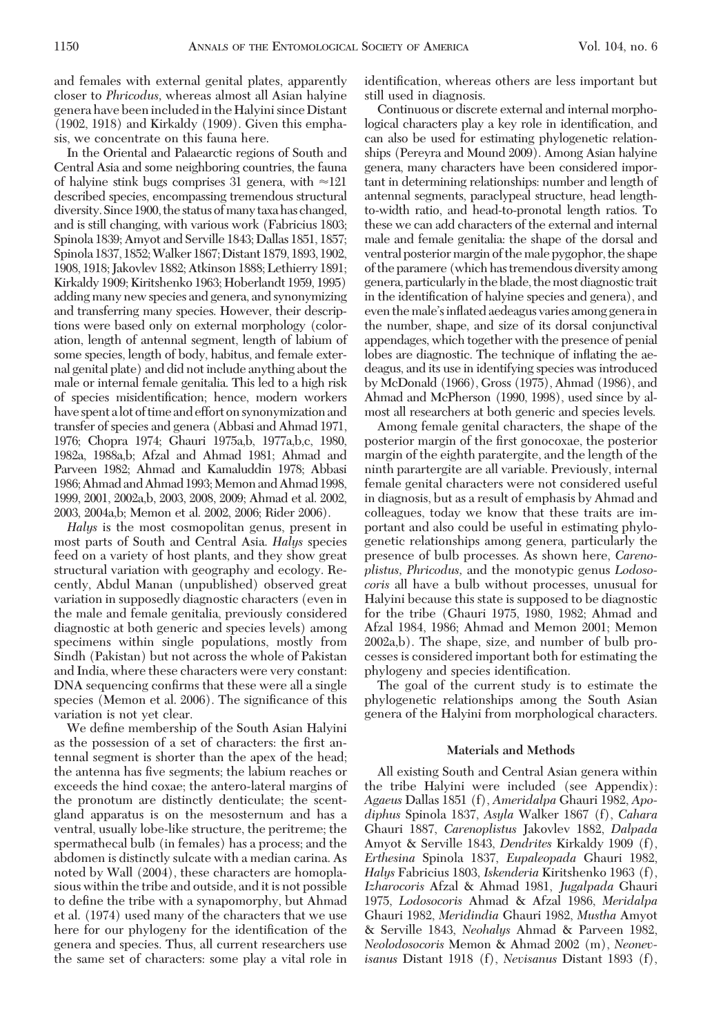and females with external genital plates, apparently closer to *Phricodus*, whereas almost all Asian halyine genera have been included in the Halyini since Distant (1902, 1918) and Kirkaldy (1909). Given this emphasis, we concentrate on this fauna here.

In the Oriental and Palaearctic regions of South and Central Asia and some neighboring countries, the fauna of halyine stink bugs comprises 31 genera, with ≈121 described species, encompassing tremendous structural diversity. Since 1900, the status of many taxa has changed, and is still changing, with various work (Fabricius 1803; Spinola 1839; Amyot and Serville 1843; Dallas 1851, 1857; Spinola 1837, 1852; Walker 1867; Distant 1879, 1893, 1902, 1908, 1918; Jakovlev 1882; Atkinson 1888; Lethierry 1891; Kirkaldy 1909; Kiritshenko 1963; Hoberlandt 1959, 1995) adding many new species and genera, and synonymizing and transferring many species. However, their descriptions were based only on external morphology (coloration, length of antennal segment, length of labium of some species, length of body, habitus, and female external genital plate) and did not include anything about the male or internal female genitalia. This led to a high risk of species misidentification; hence, modern workers have spent a lot of time and effort on synonymization and transfer of species and genera (Abbasi and Ahmad 1971, 1976; Chopra 1974; Ghauri 1975a,b, 1977a,b,c, 1980, 1982a, 1988a,b; Afzal and Ahmad 1981; Ahmad and Parveen 1982; Ahmad and Kamaluddin 1978; Abbasi 1986; Ahmad and Ahmad 1993; Memon and Ahmad 1998, 1999, 2001, 2002a,b, 2003, 2008, 2009; Ahmad et al. 2002, 2003, 2004a,b; Memon et al. 2002, 2006; Rider 2006).

*Halys* is the most cosmopolitan genus, present in most parts of South and Central Asia. *Halys* species feed on a variety of host plants, and they show great structural variation with geography and ecology. Recently, Abdul Manan (unpublished) observed great variation in supposedly diagnostic characters (even in the male and female genitalia, previously considered diagnostic at both generic and species levels) among specimens within single populations, mostly from Sindh (Pakistan) but not across the whole of Pakistan and India, where these characters were very constant: DNA sequencing confirms that these were all a single species (Memon et al. 2006). The significance of this variation is not yet clear.

We define membership of the South Asian Halyini as the possession of a set of characters: the first antennal segment is shorter than the apex of the head; the antenna has five segments; the labium reaches or exceeds the hind coxae; the antero-lateral margins of the pronotum are distinctly denticulate; the scent-gland apparatus is on the mesosternum and has a ventral, usually lobe-like structure, the peritreme; the spermathecal bulb (in females) has a process; and the abdomen is distinctly sulcate with a median carina. As noted by Wall (2004), these characters are homoplasious within the tribe and outside, and it is not possible to define the tribe with a synapomorphy, but Ahmad et al. (1974) used many of the characters that we use here for our phylogeny for the identification of the genera and species. Thus, all current researchers use the same set of characters: some play a vital role in identification, whereas others are less important but still used in diagnosis.

Continuous or discrete external and internal morphological characters play a key role in identification, and can also be used for estimating phylogenetic relationships (Pereyra and Mound 2009). Among Asian halyine genera, many characters have been considered important in determining relationships: number and length of antennal segments, paraclypeal structure, head length-to-width ratio, and head-to-pronotal length ratios. To these we can add characters of the external and internal male and female genitalia: the shape of the dorsal and ventral posterior margin of the male pygophor, the shape of the paramere (which has tremendous diversity among genera, particularly in the blade, the most diagnostic trait in the identification of halyine species and genera), and even the male's inflated aedeagus varies among genera in the number, shape, and size of its dorsal conjunctival appendages, which together with the presence of penial lobes are diagnostic. The technique of inflating the aedeagus, and its use in identifying species was introduced by McDonald (1966), Gross (1975), Ahmad (1986), and Ahmad and McPherson (1990, 1998), used since by almost all researchers at both generic and species levels.

Among female genital characters, the shape of the posterior margin of the first gonocoxae, the posterior margin of the eighth paratergite, and the length of the ninth parartergite are all variable. Previously, internal female genital characters were not considered useful in diagnosis, but as a result of emphasis by Ahmad and colleagues, today we know that these traits are important and also could be useful in estimating phylogenetic relationships among genera, particularly the presence of bulb processes. As shown here, *Carenoplistus, Phricodus*, and the monotypic genus *Lodosocoris* all have a bulb without processes, unusual for Halyini because this state is supposed to be diagnostic for the tribe (Ghauri 1975, 1980, 1982; Ahmad and Afzal 1984, 1986; Ahmad and Memon 2001; Memon 2002a,b). The shape, size, and number of bulb processes is considered important both for estimating the phylogeny and species identification.

The goal of the current study is to estimate the phylogenetic relationships among the South Asian genera of the Halyini from morphological characters.

## Materials and Methods

All existing South and Central Asian genera within the tribe Halyini were included (see Appendix): *Agaeus* Dallas 1851 (f), *Ameridalpa* Ghauri 1982, *Apodiphus* Spinola 1837, *Asyla* Walker 1867 (f), *Cahara* Ghauri 1887, *Carenoplistus* Jakovlev 1882, *Dalpada* Amyot & Serville 1843, *Dendrites* Kirkaldy 1909 (f), *Erthesina* Spinola 1837, *Eupaleopada* Ghauri 1982, *Halys* Fabricius 1803, *Iskenderia* Kiritshenko 1963 (f), *Izharocoris* Afzal & Ahmad 1981, *Jugalpada* Ghauri 1975, *Lodosocoris* Ahmad & Afzal 1986, *Meridalpa* Ghauri 1982, *Meridindia* Ghauri 1982, *Mustha* Amyot & Serville 1843, *Neohalys* Ahmad & Parveen 1982, *Neolodosocoris* Memon & Ahmad 2002 (m), *Neonevisanus* Distant 1918 (f), *Nevisanus* Distant 1893 (f),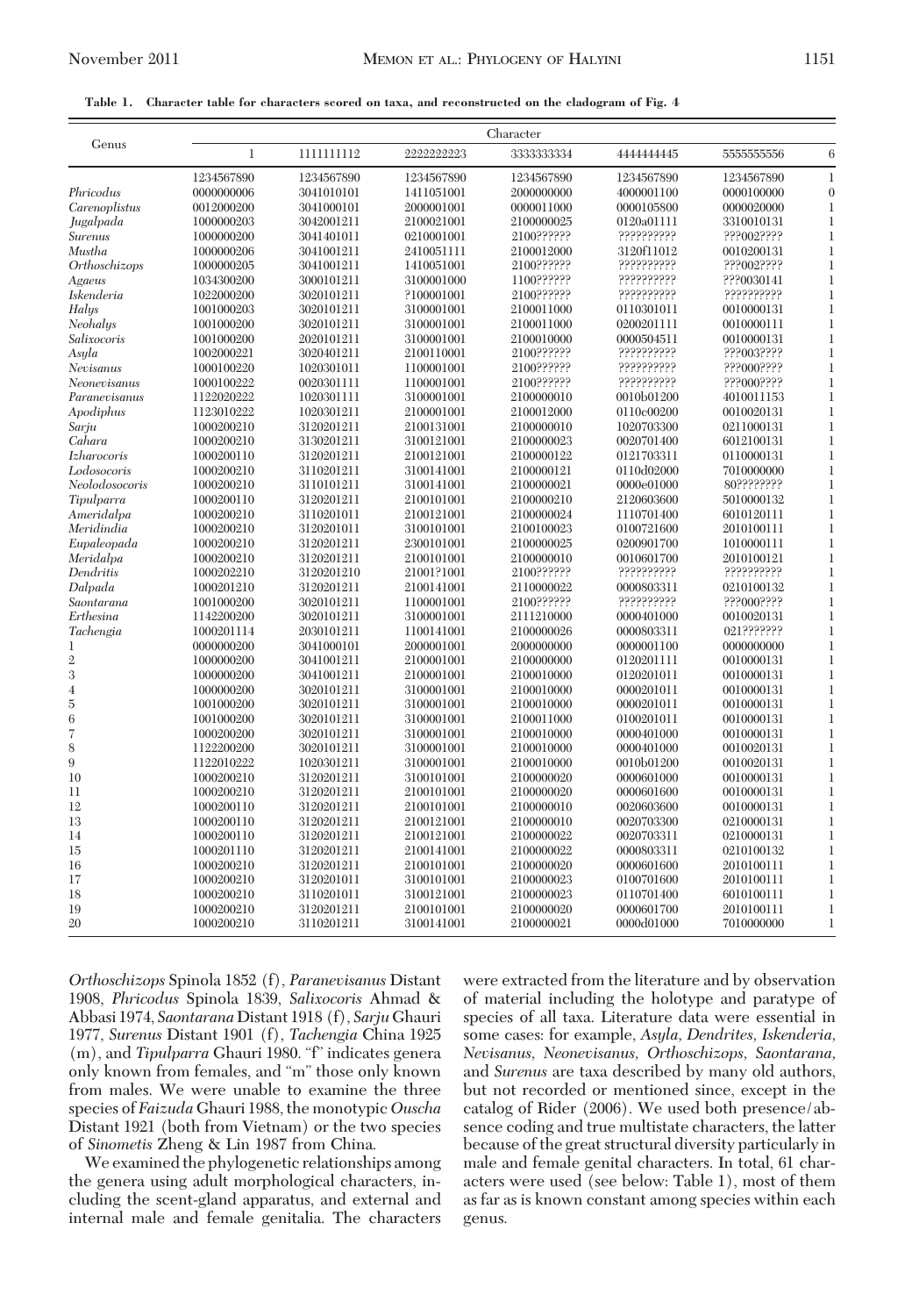**Table 1. Character table for characters scored on taxa, and reconstructed on the cladogram of Fig. 4**

| Genus | Character | | | | | | |
|---|---|---|---|---|---|---|---|
| | 1 | 1111111112 | 2222222223 | 3333333334 | 4444444445 | 5555555556 | 6 |
| | 1234567890 | 1234567890 | 1234567890 | 1234567890 | 1234567890 | 1234567890 | 1 |
| *Phricodus* | 0000000006 | 3041010101 | 1411051001 | 2000000000 | 4000001100 | 0000100000 | 0 |
| *Carenoplistus* | 00120000200 | 3041000101 | 2000001001 | 0000011000 | 0000105800 | 0000020000 | 1 |
| *Jugalpada* | 1000000203 | 3042001211 | 2100021001 | 2100000025 | 0120a01111 | 3310010131 | 1 |
| *Surenus* | 1000000200 | 3041401011 | 0210001001 | 2100?????? | ?????????? | ???002???? | 1 |
| *Mustha* | 1000000206 | 3041001211 | 2410051111 | 2100012000 | 3120f11012 | 0010200131 | 1 |
| *Orthoschizops* | 1000000205 | 3041001211 | 1410051001 | 2100?????? | ?????????? | ???002???? | 1 |
| *Agaeus* | 1034300200 | 3000101211 | 3100001000 | 1100?????? | ?????????? | ???0030141 | 1 |
| *Iskenderia* | 1022000200 | 3020101211 | ?100001001 | 2100?????? | ?????????? | ?????????? | 1 |
| *Halys* | 1001000203 | 3020101211 | 3100001001 | 2100011000 | 0110301011 | 0010000131 | 1 |
| *Neohalys* | 1001000200 | 3020101211 | 3100001001 | 2100011000 | 0200201111 | 0010000111 | 1 |
| *Salixocoris* | 1001000200 | 2020101211 | 3100001001 | 2100010000 | 0000504511 | 0010000131 | 1 |
| *Asyla* | 1002000221 | 3020401211 | 2100110001 | 2100?????? | ?????????? | ???003???? | 1 |
| *Nevisanus* | 1000100220 | 1020301011 | 1100001001 | 2100?????? | ?????????? | ???000???? | 1 |
| *Neonevisanus* | 1000100222 | 0020301111 | 1100001001 | 2100?????? | ?????????? | ???000???? | 1 |
| *Paranevisanus* | 1122020222 | 1020301111 | 3100001001 | 2100000010 | 0010b01200 | 4010011153 | 1 |
| *Apodiphus* | 1123010222 | 1020301211 | 2100001001 | 2100012000 | 0110c00200 | 0010020131 | 1 |
| *Sarju* | 1000200210 | 3120201211 | 2100131001 | 2100000010 | 1020703300 | 0211000131 | 1 |
| *Cahara* | 1000200210 | 3130201211 | 3100121001 | 2100000023 | 0020701400 | 6012100131 | 1 |
| *Izharocoris* | 1000200110 | 3120201211 | 2100121001 | 2100000122 | 0121703311 | 0110000131 | 1 |
| *Lodosocoris* | 1000200210 | 3110201211 | 3100141001 | 2100000121 | 0110d02000 | 7010000000 | 1 |
| *Neolodosocoris* | 1000200210 | 3110101211 | 3100141001 | 2100000021 | 0000e01000 | 80???????? | 1 |
| *Tipulparra* | 1000200110 | 3120201211 | 2100101001 | 2100000210 | 2120603600 | 5010000132 | 1 |
| *Ameridalpa* | 1000200210 | 3110201011 | 2100121001 | 2100000024 | 1110701400 | 6010120111 | 1 |
| *Meridindia* | 1000200210 | 3120201011 | 3100101001 | 2100100023 | 0100721600 | 2010100111 | 1 |
| *Eupaleopada* | 1000200210 | 3120201211 | 2300101001 | 2100000025 | 0200901700 | 1010000111 | 1 |
| *Meridalpa* | 1000200210 | 3120201211 | 2100101001 | 2100000010 | 0010601700 | 2010100121 | 1 |
| *Dendritis* | 1000202210 | 3120201210 | 21001?1001 | 2100?????? | ?????????? | ?????????? | 1 |
| *Dalpada* | 1000201210 | 3120201211 | 2100141001 | 2110000022 | 0000803311 | 0210100132 | 1 |
| *Saontarana* | 1001000200 | 3020101211 | 1100001001 | 2100?????? | ?????????? | ???000???? | 1 |
| *Erthesina* | 1142200200 | 3020101211 | 3100001001 | 2111210000 | 0000401000 | 0010020131 | 1 |
| *Tachengia* | 1000201114 | 2030101211 | 1100141001 | 2100000026 | 0000803311 | 021??????? | 1 |
| 1 | 0000000200 | 3041000101 | 2000001001 | 2000000000 | 0000001100 | 0000000000 | 1 |
| 2 | 1000000200 | 3041001211 | 2100001001 | 2100000000 | 0120201111 | 0010000131 | 1 |
| 3 | 1000000200 | 3041001211 | 2100001001 | 2100010000 | 0120201011 | 0010000131 | 1 |
| 4 | 1000000200 | 3020101211 | 3100001001 | 2100010000 | 0000201011 | 0010000131 | 1 |
| 5 | 1001000200 | 3020101211 | 3100001001 | 2100010000 | 0000201011 | 0010000131 | 1 |
| 6 | 1001000200 | 3020101211 | 3100001001 | 2100011000 | 0100201011 | 0010000131 | 1 |
| 7 | 1000200200 | 3020101211 | 3100001001 | 2100010000 | 0000401000 | 0010000131 | 1 |
| 8 | 1122200200 | 3020101211 | 3100001001 | 2100010000 | 0000401000 | 0010020131 | 1 |
| 9 | 1122010222 | 1020301211 | 3100001001 | 2100010000 | 0010b01200 | 0010020131 | 1 |
| 10 | 1000200210 | 3120201211 | 3100101001 | 2100000020 | 0000601000 | 0010000131 | 1 |
| 11 | 1000200210 | 3120201211 | 2100101001 | 2100000020 | 0000601600 | 0010000131 | 1 |
| 12 | 1000200110 | 3120201211 | 2100101001 | 2100000010 | 0020603600 | 0010000131 | 1 |
| 13 | 1000200110 | 3120201211 | 2100121001 | 2100000010 | 0020703300 | 0210000131 | 1 |
| 14 | 1000200110 | 3120201211 | 2100121001 | 2100000022 | 0020703311 | 0210000131 | 1 |
| 15 | 1000201110 | 3120201211 | 2100141001 | 2100000022 | 0000803311 | 0210100132 | 1 |
| 16 | 1000200210 | 3120201211 | 2100101001 | 2100000020 | 0000601600 | 2010100111 | 1 |
| 17 | 1000200210 | 3120201011 | 3100101001 | 2100000023 | 0100701600 | 2010100111 | 1 |
| 18 | 1000200210 | 3110201011 | 3100121001 | 2100000023 | 0110701400 | 6010100111 | 1 |
| 19 | 1000200210 | 3120201211 | 2100101001 | 2100000020 | 0000601700 | 2010100111 | 1 |
| 20 | 1000200210 | 3110201211 | 3100141001 | 2100000021 | 0000d01000 | 7010000000 | 1 |

*Orthoschizops* Spinola 1852 (f), *Paranevisanus* Distant 1908, *Phricodus* Spinola 1839, *Salixocoris* Ahmad & Abbasi 1974, *Saontarana* Distant 1918 (f), *Sarju* Ghauri 1977, *Surenus* Distant 1901 (f), *Tachengia* China 1925 (m), and *Tipulparra* Ghauri 1980. "f" indicates genera only known from females, and "m" those only known from males. We were unable to examine the three species of *Faizuda* Ghauri 1988, the monotypic *Ouscha* Distant 1921 (both from Vietnam) or the two species of *Sinometis* Zheng & Lin 1987 from China.

We examined the phylogenetic relationships among the genera using adult morphological characters, including the scent-gland apparatus, and external and internal male and female genitalia. The characters were extracted from the literature and by observation of material including the holotype and paratype of species of all taxa. Literature data were essential in some cases: for example, *Asyla, Dendrites, Iskenderia, Nevisanus, Neonevisanus, Orthoschizops, Saontarana,* and *Surenus* are taxa described by many old authors, but not recorded or mentioned since, except in the catalog of Rider (2006). We used both presence/absence coding and true multistate characters, the latter because of the great structural diversity particularly in male and female genital characters. In total, 61 characters were used (see below: Table 1), most of them as far as is known constant among species within each genus.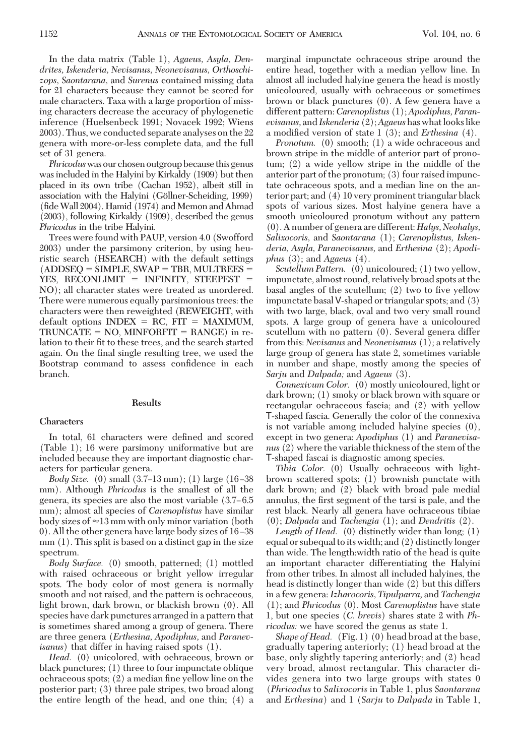In the data matrix (Table 1), *Agaeus, Asyla, Dendrites, Iskenderia, Nevisanus, Neonevisanus, Orthoschizops, Saontarana,* and *Surenus* contained missing data for 21 characters because they cannot be scored for male characters. Taxa with a large proportion of missing characters decrease the accuracy of phylogenetic inference (Huelsenbeck 1991; Novacek 1992; Wiens 2003). Thus, we conducted separate analyses on the 22 genera with more-or-less complete data, and the full set of 31 genera.

*Phricodus* was our chosen outgroup because this genus was included in the Halyini by Kirkaldy (1909) but then placed in its own tribe (Cachan 1952), albeit still in association with the Halyini (Göllner-Scheiding, 1999) (fide Wall 2004). Hamid (1974) and Memon and Ahmad (2003), following Kirkaldy (1909), described the genus *Phricodus* in the tribe Halyini.

Trees were found with PAUP, version 4.0 (Swofford 2003) under the parsimony criterion, by using heuristic search (HSEARCH) with the default settings (ADDSEQ = SIMPLE, SWAP = TBR, MULTREES = YES, RECONLIMIT = INFINITY, STEEPEST = NO); all character states were treated as unordered. There were numerous equally parsimonious trees: the characters were then reweighted (REWEIGHT, with default options INDEX = RC, FIT = MAXIMUM, TRUNCATE = NO, MINFORFIT = RANGE) in relation to their fit to these trees, and the search started again. On the final single resulting tree, we used the Bootstrap command to assess confidence in each branch.

## Results

### Characters

In total, 61 characters were defined and scored (Table 1); 16 were parsimony uniformative but are included because they are important diagnostic characters for particular genera.

*Body Size.* (0) small (3.7–13 mm); (1) large (16–38 mm). Although *Phricodus* is the smallest of all the genera, its species are also the most variable (3.7–6.5 mm); almost all species of *Carenoplistus* have similar body sizes of ≈13 mm with only minor variation (both 0). All the other genera have large body sizes of 16–38 mm (1). This split is based on a distinct gap in the size spectrum.

*Body Surface.* (0) smooth, patterned; (1) mottled with raised ochraceous or bright yellow irregular spots. The body color of most genera is normally smooth and not raised, and the pattern is ochraceous, light brown, dark brown, or blackish brown (0). All species have dark punctures arranged in a pattern that is sometimes shared among a group of genera. There are three genera (*Erthesina, Apodiphus,* and *Paranevisanus*) that differ in having raised spots (1).

*Head.* (0) unicolored, with ochraceous, brown or black punctures; (1) three to four impunctate oblique ochraceous spots; (2) a median fine yellow line on the posterior part; (3) three pale stripes, two broad along the entire length of the head, and one thin; (4) a marginal impunctate ochraceous stripe around the entire head, together with a median yellow line. In almost all included halyine genera the head is mostly unicoloured, usually with ochraceous or sometimes brown or black punctures (0). A few genera have a different pattern: *Carenoplistus* (1); *Apodiphus, Paranevisanus,* and *Iskenderia* (2); *Agaeus* has what looks like a modified version of state 1 (3); and *Erthesina* (4).

*Pronotum.* (0) smooth; (1) a wide ochraceous and brown stripe in the middle of anterior part of pronotum; (2) a wide yellow stripe in the middle of the anterior part of the pronotum; (3) four raised impunctate ochraceous spots, and a median line on the anterior part; and (4) 10 very prominent triangular black spots of various sizes. Most halyine genera have a smooth unicoloured pronotum without any pattern (0). A number of genera are different: *Halys, Neohalys, Salixocoris,* and *Saontarana* (1); *Carenoplistus, Iskenderia, Asyla, Paranevisanus,* and *Erthesina* (2); *Apodiphus* (3); and *Agaeus* (4).

*Scutellum Pattern.* (0) unicoloured; (1) two yellow, impunctate, almost round, relatively broad spots at the basal angles of the scutellum; (2) two to five yellow impunctate basal V-shaped or triangular spots; and (3) with two large, black, oval and two very small round spots. A large group of genera have a unicoloured scutellum with no pattern (0). Several genera differ from this: *Nevisanus* and *Neonevisanus* (1); a relatively large group of genera has state 2, sometimes variable in number and shape, mostly among the species of *Sarju* and *Dalpada;* and *Agaeus* (3).

*Connexivum Color.* (0) mostly unicoloured, light or dark brown; (1) smoky or black brown with square or rectangular ochraceous fascia; and (2) with yellow T-shaped fascia. Generally the color of the connexiva is not variable among included halyine species (0), except in two genera: *Apodiphus* (1) and *Paranevisanus* (2) where the variable thickness of the stem of the T-shaped fascai is diagnostic among species.

*Tibia Color.* (0) Usually ochraceous with light-brown scattered spots; (1) brownish punctate with dark brown; and (2) black with broad pale medial annulus, the first segment of the tarsi is pale, and the rest black. Nearly all genera have ochraceous tibiae (0); *Dalpada* and *Tachengia* (1); and *Dendritis* (2).

*Length of Head.* (0) distinctly wider than long; (1) equal or subequal to its width; and (2) distinctly longer than wide. The length:width ratio of the head is quite an important character differentiating the Halyini from other tribes. In almost all included halyines, the head is distinctly longer than wide (2) but this differs in a few genera: *Izharocoris, Tipulparra,* and *Tachengia* (1); and *Phricodus* (0). Most *Carenoplistus* have state 1, but one species (*C. brevis*) shares state 2 with *Phricodus:* we have scored the genus as state 1.

*Shape of Head.* (Fig. 1) (0) head broad at the base, gradually tapering anteriorly; (1) head broad at the base, only slightly tapering anteriorly; and (2) head very broad, almost rectangular. This character divides genera into two large groups with states 0 (*Phricodus* to *Salixocoris* in Table 1, plus *Saontarana* and *Erthesina*) and 1 (*Sarju* to *Dalpada* in Table 1,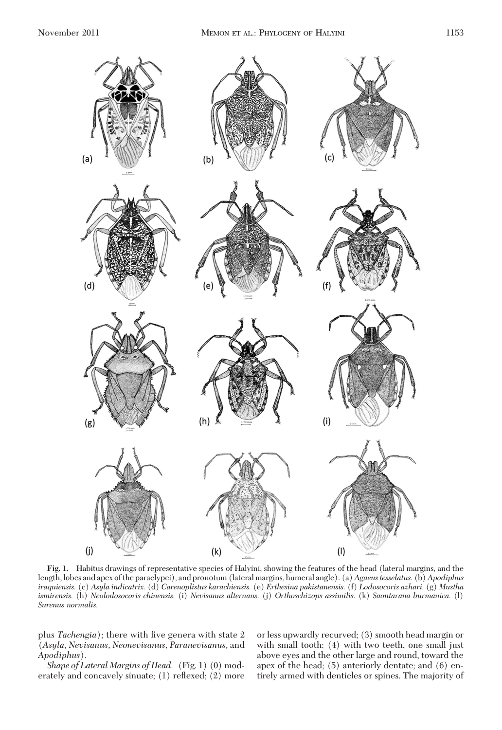**Fig. 1.** Habitus drawings of representative species of Halyini, showing the features of the head (lateral margins, and the length, lobes and apex of the paraclypei), and pronotum (lateral margins, humeral angle). (a) *Agaeus tesselatus.* (b) *Apodiphus iraquiensis.* (c) *Asyla indicatrix.* (d) *Carenoplistus karachiensis.* (e) *Erthesina pakistanensis.* (f) *Lodosocoris azhari.* (g) *Mustha ismirensis.* (h) *Neolodosocoris chinensis.* (i) *Nevisanus alternans.* (j) *Orthoschizops assimilis.* (k) *Saontarana burmanica.* (l) *Surenus normalis.*

plus *Tachengia*); there with five genera with state 2 (*Asyla, Nevisanus, Neonevisanus, Paranevisanus,* and *Apodiphus*).

*Shape of Lateral Margins of Head.* (Fig. 1) (0) moderately and concavely sinuate; (1) reflexed; (2) more or less upwardly recurved; (3) smooth head margin or with small tooth: (4) with two teeth, one small just above eyes and the other large and round, toward the apex of the head; (5) anteriorly dentate; and (6) entirely armed with denticles or spines. The majority of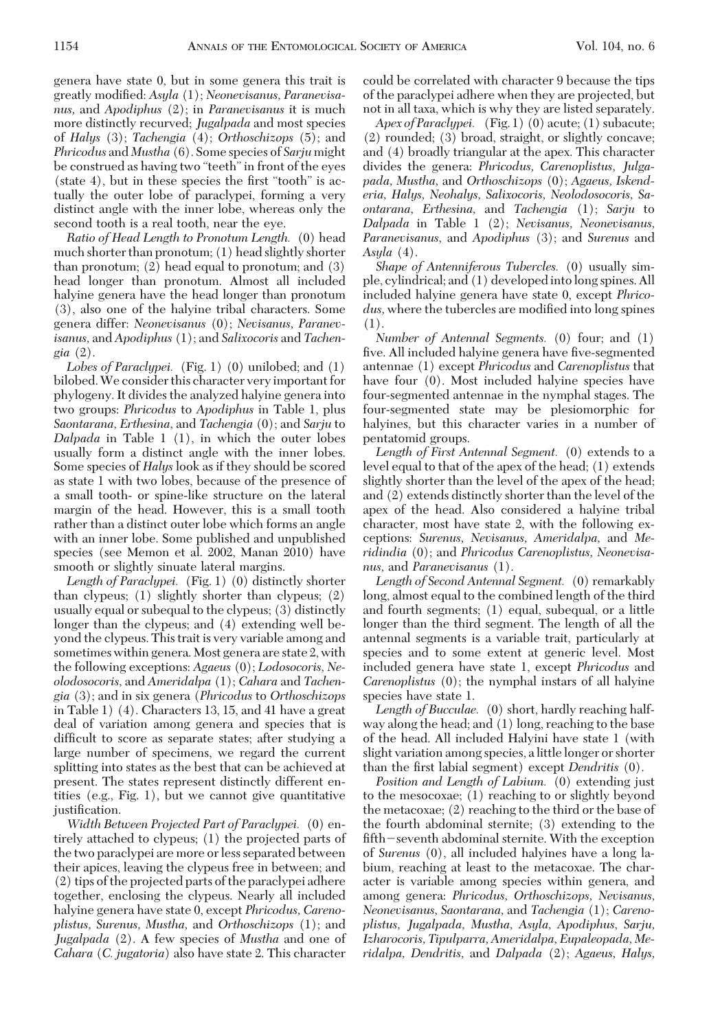genera have state 0, but in some genera this trait is greatly modified: *Asyla* (1); *Neonevisanus, Paranevisanus,* and *Apodiphus* (2); in *Paranevisanus* it is much more distinctly recurved; *Jugalpada* and most species of *Halys* (3); *Tachengia* (4); *Orthoschizops* (5); and *Phricodus* and *Mustha* (6). Some species of *Sarju* might be construed as having two "teeth" in front of the eyes (state 4), but in these species the first "tooth" is actually the outer lobe of paraclypei, forming a very distinct angle with the inner lobe, whereas only the second tooth is a real tooth, near the eye.

*Ratio of Head Length to Pronotum Length.* (0) head much shorter than pronotum; (1) head slightly shorter than pronotum; (2) head equal to pronotum; and (3) head longer than pronotum. Almost all included halyine genera have the head longer than pronotum (3), also one of the halyine tribal characters. Some genera differ: *Neonevisanus* (0); *Nevisanus, Paranevisanus,* and *Apodiphus* (1); and *Salixocoris* and *Tachengia* (2).

*Lobes of Paraclypei.* (Fig. 1) (0) unilobed; and (1) bilobed. We consider this character very important for phylogeny. It divides the analyzed halyine genera into two groups: *Phricodus* to *Apodiphus* in Table 1, plus *Saontarana, Erthesina,* and *Tachengia* (0); and *Sarju* to *Dalpada* in Table 1 (1), in which the outer lobes usually form a distinct angle with the inner lobes. Some species of *Halys* look as if they should be scored as state 1 with two lobes, because of the presence of a small tooth- or spine-like structure on the lateral margin of the head. However, this is a small tooth rather than a distinct outer lobe which forms an angle with an inner lobe. Some published and unpublished species (see Memon et al. 2002, Manan 2010) have smooth or slightly sinuate lateral margins.

*Length of Paraclypei.* (Fig. 1) (0) distinctly shorter than clypeus; (1) slightly shorter than clypeus; (2) usually equal or subequal to the clypeus; (3) distinctly longer than the clypeus; and (4) extending well beyond the clypeus. This trait is very variable among and sometimes within genera. Most genera are state 2, with the following exceptions: *Agaeus* (0); *Lodosocoris, Neolodosocoris,* and *Ameridalpa* (1); *Cahara* and *Tachengia* (3); and in six genera (*Phricodus* to *Orthoschizops* in Table 1) (4). Characters 13, 15, and 41 have a great deal of variation among genera and species that is difficult to score as separate states; after studying a large number of specimens, we regard the current splitting into states as the best that can be achieved at present. The states represent distinctly different entities (e.g., Fig. 1), but we cannot give quantitative justification.

*Width Between Projected Part of Paraclypei.* (0) entirely attached to clypeus; (1) the projected parts of the two paraclypei are more or less separated between their apices, leaving the clypeus free in between; and (2) tips of the projected parts of the paraclypei adhere together, enclosing the clypeus. Nearly all included halyine genera have state 0, except *Phricodus, Carenoplistus, Surenus, Mustha,* and *Orthoschizops* (1); and *Jugalpada* (2). A few species of *Mustha* and one of *Cahara* (*C. jugatoria*) also have state 2. This character could be correlated with character 9 because the tips of the paraclypei adhere when they are projected, but not in all taxa, which is why they are listed separately.

*Apex of Paraclypei.* (Fig. 1) (0) acute; (1) subacute; (2) rounded; (3) broad, straight, or slightly concave; and (4) broadly triangular at the apex. This character divides the genera: *Phricodus, Carenoplistus, Julgapada, Mustha,* and *Orthoschizops* (0); *Agaeus, Iskenderia, Halys, Neohalys, Salixocoris, Neolodosocoris, Saontarana, Erthesina,* and *Tachengia* (1); *Sarju* to *Dalpada* in Table 1 (2); *Nevisanus, Neonevisanus, Paranevisanus,* and *Apodiphus* (3); and *Surenus* and *Asyla* (4).

*Shape of Antenniferous Tubercles.* (0) usually simple, cylindrical; and (1) developed into long spines. All included halyine genera have state 0, except *Phricodus,* where the tubercles are modified into long spines (1).

*Number of Antennal Segments.* (0) four; and (1) five. All included halyine genera have five-segmented antennae (1) except *Phricodus* and *Carenoplistus* that have four (0). Most included halyine species have four-segmented antennae in the nymphal stages. The four-segmented state may be plesiomorphic for halyines, but this character varies in a number of pentatomid groups.

*Length of First Antennal Segment.* (0) extends to a level equal to that of the apex of the head; (1) extends slightly shorter than the level of the apex of the head; and (2) extends distinctly shorter than the level of the apex of the head. Also considered a halyine tribal character, most have state 2, with the following exceptions: *Surenus, Nevisanus, Ameridalpa,* and *Meridindia* (0); and *Phricodus Carenoplistus, Neonevisanus,* and *Paranevisanus* (1).

*Length of Second Antennal Segment.* (0) remarkably long, almost equal to the combined length of the third and fourth segments; (1) equal, subequal, or a little longer than the third segment. The length of all the antennal segments is a variable trait, particularly at species and to some extent at generic level. Most included genera have state 1, except *Phricodus* and *Carenoplistus* (0); the nymphal instars of all halyine species have state 1.

*Length of Bucculae.* (0) short, hardly reaching halfway along the head; and (1) long, reaching to the base of the head. All included Halyini have state 1 (with slight variation among species, a little longer or shorter than the first labial segment) except *Dendritis* (0).

*Position and Length of Labium.* (0) extending just to the mesocoxae; (1) reaching to or slightly beyond the metacoxae; (2) reaching to the third or the base of the fourth abdominal sternite; (3) extending to the fifth–seventh abdominal sternite. With the exception of *Surenus* (0), all included halyines have a long labium, reaching at least to the metacoxae. The character is variable among species within genera, and among genera: *Phricodus, Orthoschizops, Nevisanus, Neonevisanus, Saontarana,* and *Tachengia* (1); *Carenoplistus, Jugalpada, Mustha, Asyla, Apodiphus, Sarju, Izharocoris, Tipulparra, Ameridalpa, Eupaleopada, Meridalpa, Dendritis,* and *Dalpada* (2); *Agaeus, Halys,*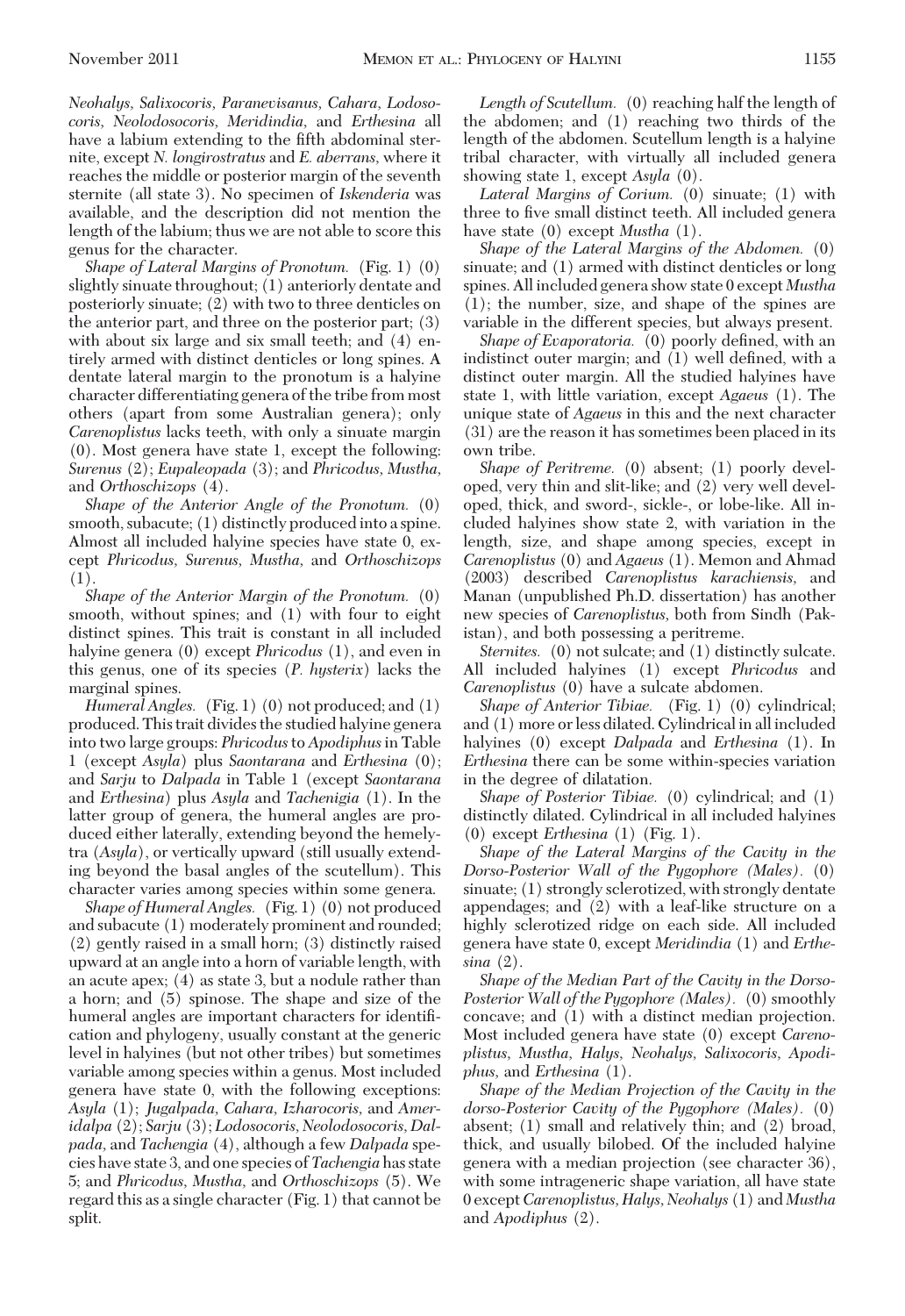*Neohalys, Salixocoris, Paranevisanus, Cahara, Lodosocoris, Neolodosocoris, Meridindia,* and *Erthesina* all have a labium extending to the fifth abdominal sternite, except *N. longirostratus* and *E. aberrans,* where it reaches the middle or posterior margin of the seventh sternite (all state 3). No specimen of *Iskenderia* was available, and the description did not mention the length of the labium; thus we are not able to score this genus for the character.

*Shape of Lateral Margins of Pronotum.* (Fig. 1) (0) slightly sinuate throughout; (1) anteriorly dentate and posteriorly sinuate; (2) with two to three denticles on the anterior part, and three on the posterior part; (3) with about six large and six small teeth; and (4) entirely armed with distinct denticles or long spines. A dentate lateral margin to the pronotum is a halyine character differentiating genera of the tribe from most others (apart from some Australian genera); only *Carenoplistus* lacks teeth, with only a sinuate margin (0). Most genera have state 1, except the following: *Surenus* (2); *Eupaleopada* (3); and *Phricodus, Mustha,* and *Orthoschizops* (4).

*Shape of the Anterior Angle of the Pronotum.* (0) smooth, subacute; (1) distinctly produced into a spine. Almost all included halyine species have state 0, except *Phricodus, Surenus, Mustha,* and *Orthoschizops* (1).

*Shape of the Anterior Margin of the Pronotum.* (0) smooth, without spines; and (1) with four to eight distinct spines. This trait is constant in all included halyine genera (0) except *Phricodus* (1), and even in this genus, one of its species (*P. hysterix*) lacks the marginal spines.

*Humeral Angles.* (Fig. 1) (0) not produced; and (1) produced. This trait divides the studied halyine genera into two large groups: *Phricodus* to *Apodiphus* in Table 1 (except *Asyla*) plus *Saontarana* and *Erthesina* (0); and *Sarju* to *Dalpada* in Table 1 (except *Saontarana* and *Erthesina*) plus *Asyla* and *Tachenigia* (1). In the latter group of genera, the humeral angles are produced either laterally, extending beyond the hemelytra (*Asyla*), or vertically upward (still usually extending beyond the basal angles of the scutellum). This character varies among species within some genera.

*Shape of Humeral Angles.* (Fig. 1) (0) not produced and subacute (1) moderately prominent and rounded; (2) gently raised in a small horn; (3) distinctly raised upward at an angle into a horn of variable length, with an acute apex; (4) as state 3, but a nodule rather than a horn; and (5) spinose. The shape and size of the humeral angles are important characters for identification and phylogeny, usually constant at the generic level in halyines (but not other tribes) but sometimes variable among species within a genus. Most included genera have state 0, with the following exceptions: *Asyla* (1); *Jugalpada, Cahara, Izharocoris,* and *Ameridalpa* (2); *Sarju* (3); *Lodosocoris, Neolodosocoris, Dalpada,* and *Tachengia* (4), although a few *Dalpada* species have state 3, and one species of *Tachengia* has state 5; and *Phricodus, Mustha,* and *Orthoschizops* (5). We regard this as a single character (Fig. 1) that cannot be split.

*Length of Scutellum.* (0) reaching half the length of the abdomen; and (1) reaching two thirds of the length of the abdomen. Scutellum length is a halyine tribal character, with virtually all included genera showing state 1, except *Asyla* (0).

*Lateral Margins of Corium.* (0) sinuate; (1) with three to five small distinct teeth. All included genera have state (0) except *Mustha* (1).

*Shape of the Lateral Margins of the Abdomen.* (0) sinuate; and (1) armed with distinct denticles or long spines. All included genera show state 0 except *Mustha* (1); the number, size, and shape of the spines are variable in the different species, but always present.

*Shape of Evaporatoria.* (0) poorly defined, with an indistinct outer margin; and (1) well defined, with a distinct outer margin. All the studied halyines have state 1, with little variation, except *Agaeus* (1). The unique state of *Agaeus* in this and the next character (31) are the reason it has sometimes been placed in its own tribe.

*Shape of Peritreme.* (0) absent; (1) poorly developed, very thin and slit-like; and (2) very well developed, thick, and sword-, sickle-, or lobe-like. All included halyines show state 2, with variation in the length, size, and shape among species, except in *Carenoplistus* (0) and *Agaeus* (1). Memon and Ahmad (2003) described *Carenoplistus karachiensis,* and Manan (unpublished Ph.D. dissertation) has another new species of *Carenoplistus,* both from Sindh (Pakistan), and both possessing a peritreme.

*Sternites.* (0) not sulcate; and (1) distinctly sulcate. All included halyines (1) except *Phricodus* and *Carenoplistus* (0) have a sulcate abdomen.

*Shape of Anterior Tibiae.* (Fig. 1) (0) cylindrical; and (1) more or less dilated. Cylindrical in all included halyines (0) except *Dalpada* and *Erthesina* (1). In *Erthesina* there can be some within-species variation in the degree of dilatation.

*Shape of Posterior Tibiae.* (0) cylindrical; and (1) distinctly dilated. Cylindrical in all included halyines (0) except *Erthesina* (1) (Fig. 1).

*Shape of the Lateral Margins of the Cavity in the Dorso-Posterior Wall of the Pygophore (Males).* (0) sinuate; (1) strongly sclerotized, with strongly dentate appendages; and (2) with a leaf-like structure on a highly sclerotized ridge on each side. All included genera have state 0, except *Meridindia* (1) and *Erthesina* (2).

*Shape of the Median Part of the Cavity in the Dorso-Posterior Wall of the Pygophore (Males).* (0) smoothly concave; and (1) with a distinct median projection. Most included genera have state (0) except *Carenoplistus, Mustha, Halys, Neohalys, Salixocoris, Apodiphus,* and *Erthesina* (1).

*Shape of the Median Projection of the Cavity in the dorso-Posterior Cavity of the Pygophore (Males).* (0) absent; (1) small and relatively thin; and (2) broad, thick, and usually bilobed. Of the included halyine genera with a median projection (see character 36), with some intrageneric shape variation, all have state 0 except *Carenoplistus, Halys, Neohalys* (1) and *Mustha* and *Apodiphus* (2).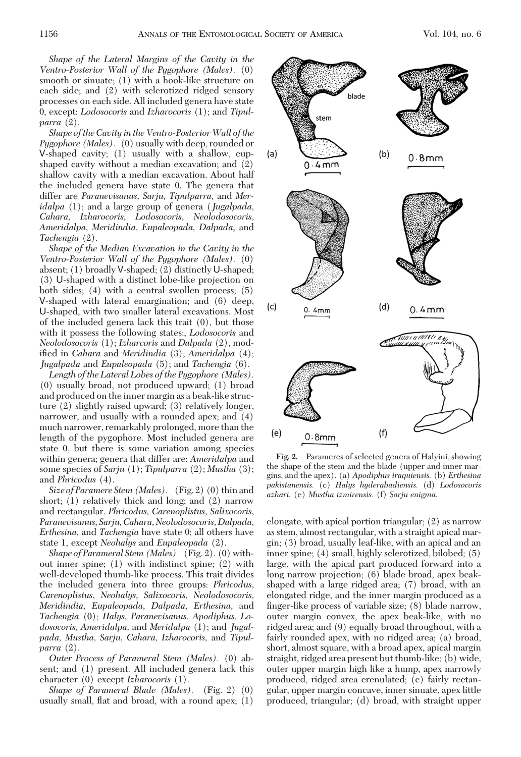*Shape of the Lateral Margins of the Cavity in the Ventro-Posterior Wall of the Pygophore (Males).* (0) smooth or sinuate; (1) with a hook-like structure on each side; and (2) with sclerotized ridged sensory processes on each side. All included genera have state 0, except: *Lodosocoris* and *Izharocoris* (1); and *Tipulparra* (2).

*Shape of the Cavity in the Ventro-Posterior Wall of the Pygophore (Males).* (0) usually with deep, rounded or V-shaped cavity; (1) usually with a shallow, cup-shaped cavity without a median excavation; and (2) shallow cavity with a median excavation. About half the included genera have state 0. The genera that differ are *Paranevisanus, Sarju, Tipulparra,* and *Meridalpa* (1); and a large group of genera (*Jugalpada, Cahara, Izharocoris, Lodosocoris, Neolodosocoris, Ameridalpa, Meridindia, Eupaleopada, Dalpada,* and *Tachengia* (2).

*Shape of the Median Excavation in the Cavity in the Ventro-Posterior Wall of the Pygophore (Males).* (0) absent; (1) broadly V-shaped; (2) distinctly U-shaped; (3) U-shaped with a distinct lobe-like projection on both sides; (4) with a central swollen process; (5) V-shaped with lateral emargination; and (6) deep, U-shaped, with two smaller lateral excavations. Most of the included genera lack this trait (0), but those with it possess the following states:, *Lodosocoris* and *Neolodosocoris* (1); *Izharcoris* and *Dalpada* (2), modified in *Cahara* and *Meridindia* (3); *Ameridalpa* (4); *Jugalpada* and *Eupaleopada* (5); and *Tachengia* (6).

*Length of the Lateral Lobes of the Pygophore (Males).* (0) usually broad, not produced upward; (1) broad and produced on the inner margin as a beak-like structure (2) slightly raised upward; (3) relatively longer, narrower, and usually with a rounded apex; and (4) much narrower, remarkably prolonged, more than the length of the pygophore. Most included genera are state 0, but there is some variation among species within genera; genera that differ are: *Ameridalpa* and some species of *Sarju* (1); *Tipulparra* (2); *Mustha* (3); and *Phricodus* (4).

*Size of Paramere Stem (Males).* (Fig. 2) (0) thin and short; (1) relatively thick and long; and (2) narrow and rectangular. *Phricodus, Carenoplistus, Salixocoris, Paranevisanus, Sarju, Cahara, Neolodosocoris, Dalpada, Erthesina,* and *Tachengia* have state 0; all others have state 1, except *Neohalys* and *Eupaleopada* (2).

*Shape of Parameral Stem (Males)* (Fig. 2). (0) without inner spine; (1) with indistinct spine; (2) with well-developed thumb-like process. This trait divides the included genera into three groups: *Phricodus, Carenoplistus, Neohalys, Salixocoris, Neolodosocoris, Meridindia, Eupaleopada, Dalpada, Erthesina,* and *Tachengia* (0); *Halys, Paranevisanus, Apodiphus, Lodosocoris, Ameridalpa,* and *Meridalpa* (1); and *Jugalpada, Mustha, Sarju, Cahara, Izharocoris,* and *Tipulparra* (2).

*Outer Process of Parameral Stem (Males).* (0) absent; and (1) present. All included genera lack this character (0) except *Izharocoris* (1).

*Shape of Parameral Blade (Males).* (Fig. 2) (0) usually small, flat and broad, with a round apex; (1) elongate, with apical portion triangular; (2) as narrow as stem, almost rectangular, with a straight apical margin; (3) broad, usually leaf-like, with an apical and an inner spine; (4) small, highly sclerotized, bilobed; (5) large, with the apical part produced forward into a long narrow projection; (6) blade broad, apex beak-shaped with a large ridged area; (7) broad, with an elongated ridge, and the inner margin produced as a finger-like process of variable size; (8) blade narrow, outer margin convex, the apex beak-like, with no ridged area; and (9) equally broad throughout, with a fairly rounded apex, with no ridged area; (a) broad, short, almost square, with a broad apex, apical margin straight, ridged area present but thumb-like; (b) wide, outer upper margin high like a hump, apex narrowly produced, ridged area crenulated; (c) fairly rectangular, upper margin concave, inner sinuate, apex little produced, triangular; (d) broad, with straight upper

Fig. 2. Parameres of selected genera of Halyini, showing the shape of the stem and the blade (upper and inner margins, and the apex). (a) *Apodiphus iraquiensis.* (b) *Erthesina pakistanensis.* (c) *Halys hyderabadiensis.* (d) *Lodosocoris azhari.* (e) *Mustha izmirensis.* (f) *Sarju enigma.*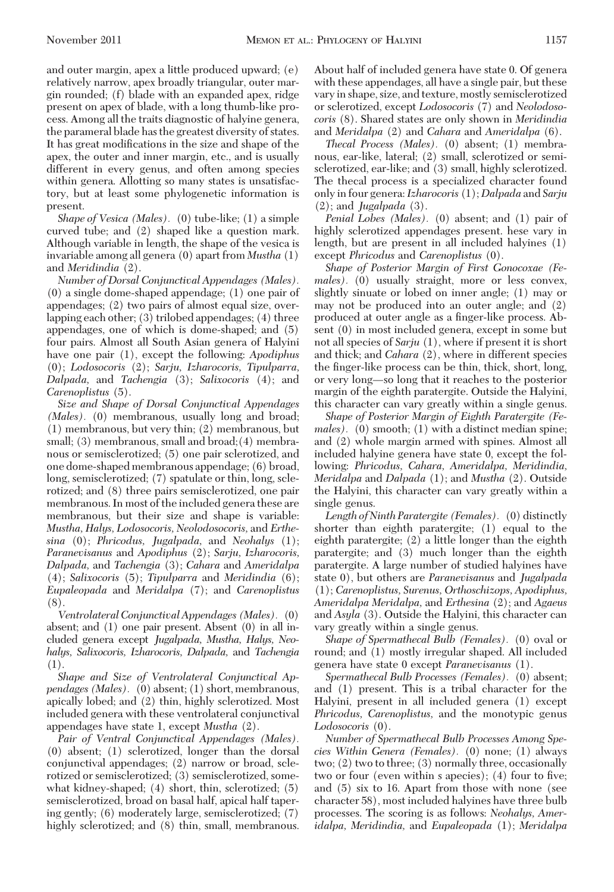and outer margin, apex a little produced upward; (e) relatively narrow, apex broadly triangular, outer margin rounded; (f) blade with an expanded apex, ridge present on apex of blade, with a long thumb-like process. Among all the traits diagnostic of halyine genera, the parameral blade has the greatest diversity of states. It has great modifications in the size and shape of the apex, the outer and inner margin, etc., and is usually different in every genus, and often among species within genera. Allotting so many states is unsatisfactory, but at least some phylogenetic information is present.

*Shape of Vesica (Males).* (0) tube-like; (1) a simple curved tube; and (2) shaped like a question mark. Although variable in length, the shape of the vesica is invariable among all genera (0) apart from *Mustha* (1) and *Meridindia* (2).

*Number of Dorsal Conjunctival Appendages (Males).* (0) a single dome-shaped appendage; (1) one pair of appendages; (2) two pairs of almost equal size, overlapping each other; (3) trilobed appendages; (4) three appendages, one of which is dome-shaped; and (5) four pairs. Almost all South Asian genera of Halyini have one pair (1), except the following: *Apodiphus* (0); *Lodosocoris* (2); *Sarju, Izharocoris, Tipulparra, Dalpada,* and *Tachengia* (3); *Salixocoris* (4); and *Carenoplistus* (5).

*Size and Shape of Dorsal Conjunctival Appendages (Males).* (0) membranous, usually long and broad; (1) membranous, but very thin; (2) membranous, but small; (3) membranous, small and broad; (4) membranous or semisclerotized; (5) one pair sclerotized, and one dome-shaped membranous appendage; (6) broad, long, semisclerotized; (7) spatulate or thin, long, sclerotized; and (8) three pairs semisclerotized, one pair membranous. In most of the included genera these are membranous, but their size and shape is variable: *Mustha, Halys, Lodosocoris, Neolodosocoris,* and *Erthesina* (0); *Phricodus, Jugalpada,* and *Neohalys* (1); *Paranevisanus* and *Apodiphus* (2); *Sarju, Izharocoris, Dalpada,* and *Tachengia* (3); *Cahara* and *Ameridalpa* (4); *Salixocoris* (5); *Tipulparra* and *Meridindia* (6); *Eupaleopada* and *Meridalpa* (7); and *Carenoplistus* (8).

*Ventrolateral Conjunctival Appendages (Males).* (0) absent; and (1) one pair present. Absent (0) in all included genera except *Jugalpada, Mustha, Halys, Neohalys, Salixocoris, Izharocoris, Dalpada,* and *Tachengia* (1).

*Shape and Size of Ventrolateral Conjunctival Appendages (Males).* (0) absent; (1) short, membranous, apically lobed; and (2) thin, highly sclerotized. Most included genera with these ventrolateral conjunctival appendages have state 1, except *Mustha* (2).

*Pair of Ventral Conjunctival Appendages (Males).* (0) absent; (1) sclerotized, longer than the dorsal conjunctival appendages; (2) narrow or broad, sclerotized or semisclerotized; (3) semisclerotized, somewhat kidney-shaped; (4) short, thin, sclerotized; (5) semisclerotized, broad on basal half, apical half tapering gently; (6) moderately large, semisclerotized; (7) highly sclerotized; and (8) thin, small, membranous. About half of included genera have state 0. Of genera with these appendages, all have a single pair, but these vary in shape, size, and texture, mostly semisclerotized or sclerotized, except *Lodosocoris* (7) and *Neolodosocoris* (8). Shared states are only shown in *Meridindia* and *Meridalpa* (2) and *Cahara* and *Ameridalpa* (6).

*Thecal Process (Males).* (0) absent; (1) membranous, ear-like, lateral; (2) small, sclerotized or semisclerotized, ear-like; and (3) small, highly sclerotized. The thecal process is a specialized character found only in four genera: *Izharocoris* (1); *Dalpada* and *Sarju* (2); and *Jugalpada* (3).

*Penial Lobes (Males).* (0) absent; and (1) pair of highly sclerotized appendages present. hese vary in length, but are present in all included halyines (1) except *Phricodus* and *Carenoplistus* (0).

*Shape of Posterior Margin of First Gonocoxae (Females).* (0) usually straight, more or less convex, slightly sinuate or lobed on inner angle; (1) may or may not be produced into an outer angle; and (2) produced at outer angle as a finger-like process. Absent (0) in most included genera, except in some but not all species of *Sarju* (1), where if present it is short and thick; and *Cahara* (2), where in different species the finger-like process can be thin, thick, short, long, or very long—so long that it reaches to the posterior margin of the eighth paratergite. Outside the Halyini, this character can vary greatly within a single genus.

*Shape of Posterior Margin of Eighth Paratergite (Females).* (0) smooth; (1) with a distinct median spine; and (2) whole margin armed with spines. Almost all included halyine genera have state 0, except the following: *Phricodus, Cahara, Ameridalpa, Meridindia, Meridalpa* and *Dalpada* (1); and *Mustha* (2). Outside the Halyini, this character can vary greatly within a single genus.

*Length of Ninth Paratergite (Females).* (0) distinctly shorter than eighth paratergite; (1) equal to the eighth paratergite; (2) a little longer than the eighth paratergite; and (3) much longer than the eighth paratergite. A large number of studied halyines have state 0), but others are *Paranevisanus* and *Jugalpada* (1); *Carenoplistus, Surenus, Orthoschizops, Apodiphus, Ameridalpa Meridalpa,* and *Erthesina* (2); and *Agaeus* and *Asyla* (3). Outside the Halyini, this character can vary greatly within a single genus.

*Shape of Spermathecal Bulb (Females).* (0) oval or round; and (1) mostly irregular shaped. All included genera have state 0 except *Paranevisanus* (1).

*Spermathecal Bulb Processes (Females).* (0) absent; and (1) present. This is a tribal character for the Halyini, present in all included genera (1) except *Phricodus, Carenoplistus,* and the monotypic genus *Lodosocoris* (0).

*Number of Spermathecal Bulb Processes Among Species Within Genera (Females).* (0) none; (1) always two; (2) two to three; (3) normally three, occasionally two or four (even within s apecies); (4) four to five; and (5) six to 16. Apart from those with none (see character 58), most included halyines have three bulb processes. The scoring is as follows: *Neohalys, Ameridalpa, Meridindia,* and *Eupaleopada* (1); *Meridalpa*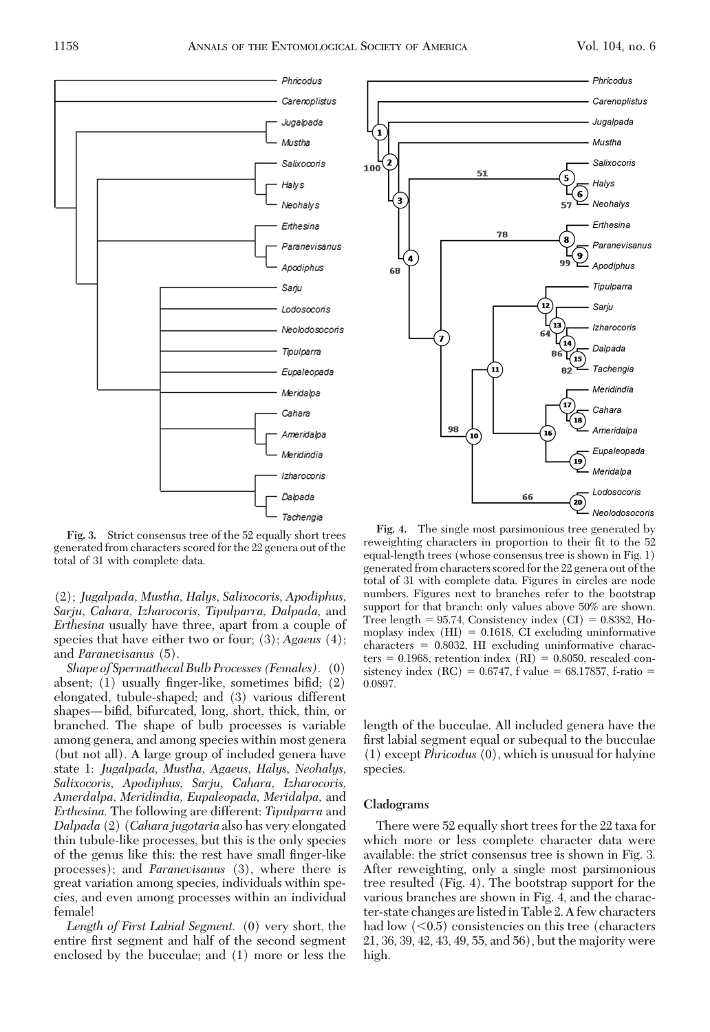**Fig. 3.** Strict consensus tree of the 52 equally short trees generated from characters scored for the 22 genera out of the total of 31 with complete data.

**Fig. 4.** The single most parsimonious tree generated by reweighting characters in proportion to their fit to the 52 equal-length trees (whose consensus tree is shown in Fig. 1) generated from characters scored for the 22 genera out of the total of 31 with complete data. Figures in circles are node numbers. Figures next to branches refer to the bootstrap support for that branch: only values above 50% are shown. Tree length = 95.74, Consistency index (CI) = 0.8382, Homoplasy index (HI) = 0.1618, CI excluding uninformative characters = 0.8032, HI excluding uninformative characters = 0.1968, retention index (RI) = 0.8050, rescaled consistency index (RC) = 0.6747, f value = 68.17857, f-ratio = 0.0897.

(2); *Jugalpada, Mustha, Halys, Salixocoris, Apodiphus, Sarju, Cahara, Izharocoris, Tipulparra, Dalpada,* and *Erthesina* usually have three, apart from a couple of species that have either two or four; (3); *Agaeus* (4); and *Paranevisanus* (5).

*Shape of Spermathecal Bulb Processes (Females).* (0) absent; (1) usually finger-like, sometimes bifid; (2) elongated, tubule-shaped; and (3) various different shapes—bifid, bifurcated, long, short, thick, thin, or branched. The shape of bulb processes is variable among genera, and among species within most genera (but not all). A large group of included genera have state 1: *Jugalpada, Mustha, Agaeus, Halys, Neohalys, Salixocoris, Apodiphus, Sarju, Cahara, Izharocoris, Amerdalpa, Meridindia, Eupaleopada, Meridalpa,* and *Erthesina.* The following are different: *Tipulparra* and *Dalpada* (2) (*Cahara jugotaria* also has very elongated thin tubule-like processes, but this is the only species of the genus like this: the rest have small finger-like processes); and *Paranevisanus* (3), where there is great variation among species, individuals within species, and even among processes within an individual female!

*Length of First Labial Segment.* (0) very short, the entire first segment and half of the second segment enclosed by the bucculae; and (1) more or less the length of the bucculae. All included genera have the first labial segment equal or subequal to the bucculae (1) except *Phricodus* (0), which is unusual for halyine species.

### Cladograms

There were 52 equally short trees for the 22 taxa for which more or less complete character data were available: the strict consensus tree is shown in Fig. 3. After reweighting, only a single most parsimonious tree resulted (Fig. 4). The bootstrap support for the various branches are shown in Fig. 4, and the character-state changes are listed in Table 2. A few characters had low (<0.5) consistencies on this tree (characters 21, 36, 39, 42, 43, 49, 55, and 56), but the majority were high.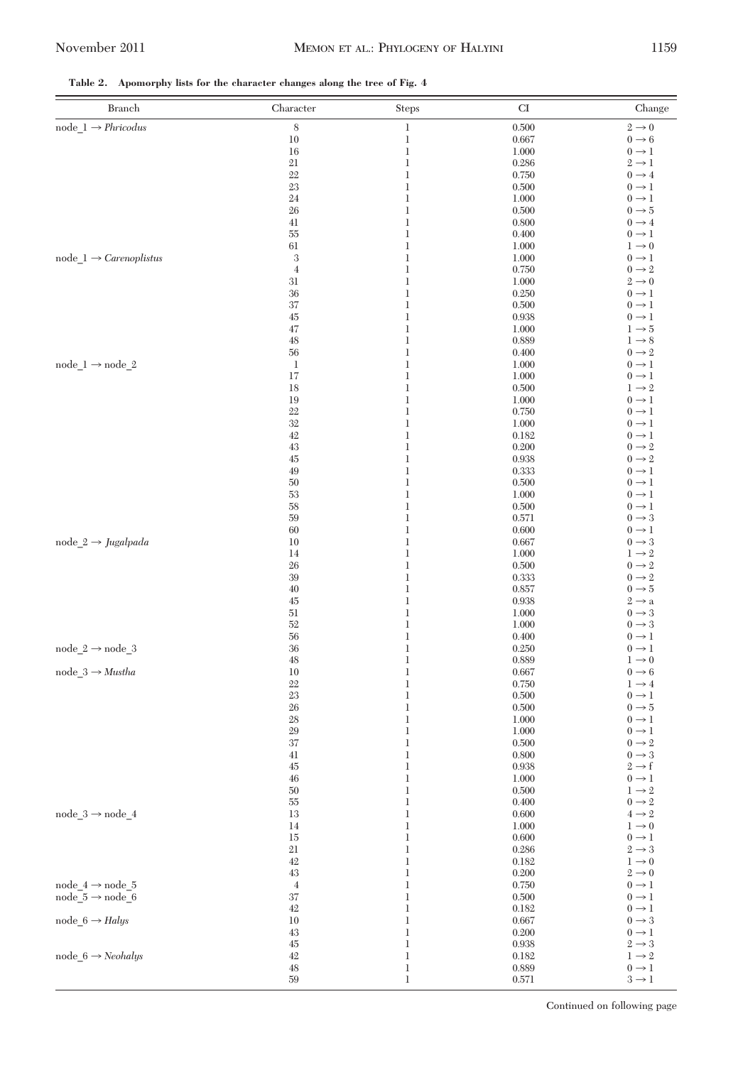**Table 2. Apomorphy lists for the character changes along the tree of Fig. 4**

| Branch | Character | Steps | CI | Change |
|---|---|---|---|---|
| node_1 → *Phricodus* | 8 | 1 | 0.500 | 2 → 0 |
| | 10 | 1 | 0.667 | 0 → 6 |
| | 16 | 1 | 1.000 | 0 → 1 |
| | 21 | 1 | 0.286 | 2 → 1 |
| | 22 | 1 | 0.750 | 0 → 4 |
| | 23 | 1 | 0.500 | 0 → 1 |
| | 24 | 1 | 1.000 | 0 → 1 |
| | 26 | 1 | 0.500 | 0 → 5 |
| | 41 | 1 | 0.800 | 0 → 4 |
| | 55 | 1 | 0.400 | 0 → 1 |
| | 61 | 1 | 1.000 | 1 → 0 |
| node_1 → *Carenoplistus* | 3 | 1 | 1.000 | 0 → 1 |
| | 4 | 1 | 0.750 | 0 → 2 |
| | 31 | 1 | 1.000 | 2 → 0 |
| | 36 | 1 | 0.250 | 0 → 1 |
| | 37 | 1 | 0.500 | 0 → 1 |
| | 45 | 1 | 0.938 | 0 → 1 |
| | 47 | 1 | 1.000 | 1 → 5 |
| | 48 | 1 | 0.889 | 1 → 8 |
| | 56 | 1 | 0.400 | 0 → 2 |
| node_1 → node_2 | 1 | 1 | 1.000 | 0 → 1 |
| | 17 | 1 | 1.000 | 0 → 1 |
| | 18 | 1 | 0.500 | 1 → 2 |
| | 19 | 1 | 1.000 | 0 → 1 |
| | 22 | 1 | 0.750 | 0 → 1 |
| | 32 | 1 | 1.000 | 0 → 1 |
| | 42 | 1 | 0.182 | 0 → 1 |
| | 43 | 1 | 0.200 | 0 → 2 |
| | 45 | 1 | 0.938 | 0 → 2 |
| | 49 | 1 | 0.333 | 0 → 1 |
| | 50 | 1 | 0.500 | 0 → 1 |
| | 53 | 1 | 1.000 | 0 → 1 |
| | 58 | 1 | 0.500 | 0 → 1 |
| | 59 | 1 | 0.571 | 0 → 3 |
| | 60 | 1 | 0.600 | 0 → 1 |
| node_2 → *Jugalpada* | 10 | 1 | 0.667 | 0 → 3 |
| | 14 | 1 | 1.000 | 1 → 2 |
| | 26 | 1 | 0.500 | 0 → 2 |
| | 39 | 1 | 0.333 | 0 → 2 |
| | 40 | 1 | 0.857 | 0 → 5 |
| | 45 | 1 | 0.938 | 2 → a |
| | 51 | 1 | 1.000 | 0 → 3 |
| | 52 | 1 | 1.000 | 0 → 3 |
| | 56 | 1 | 0.400 | 0 → 1 |
| node_2 → node_3 | 36 | 1 | 0.250 | 0 → 1 |
| | 48 | 1 | 0.889 | 1 → 0 |
| node_3 → *Mustha* | 10 | 1 | 0.667 | 0 → 6 |
| | 22 | 1 | 0.750 | 1 → 4 |
| | 23 | 1 | 0.500 | 0 → 1 |
| | 26 | 1 | 0.500 | 0 → 5 |
| | 28 | 1 | 1.000 | 0 → 1 |
| | 29 | 1 | 1.000 | 0 → 1 |
| | 37 | 1 | 0.500 | 0 → 2 |
| | 41 | 1 | 0.800 | 0 → 3 |
| | 45 | 1 | 0.938 | 2 → f |
| | 46 | 1 | 1.000 | 0 → 1 |
| | 50 | 1 | 0.500 | 1 → 2 |
| | 55 | 1 | 0.400 | 0 → 2 |
| node_3 → node_4 | 13 | 1 | 0.600 | 4 → 2 |
| | 14 | 1 | 1.000 | 1 → 0 |
| | 15 | 1 | 0.600 | 0 → 1 |
| | 21 | 1 | 0.286 | 2 → 3 |
| | 42 | 1 | 0.182 | 1 → 0 |
| | 43 | 1 | 0.200 | 2 → 0 |
| node_4 → node_5 | 4 | 1 | 0.750 | 0 → 1 |
| node_5 → node_6 | 37 | 1 | 0.500 | 0 → 1 |
| | 42 | 1 | 0.182 | 0 → 1 |
| node_6 → *Halys* | 10 | 1 | 0.667 | 0 → 3 |
| | 43 | 1 | 0.200 | 0 → 1 |
| | 45 | 1 | 0.938 | 2 → 3 |
| node_6 → *Neohalys* | 42 | 1 | 0.182 | 1 → 2 |
| | 48 | 1 | 0.889 | 0 → 1 |
| | 59 | 1 | 0.571 | 3 → 1 |

Continued on following page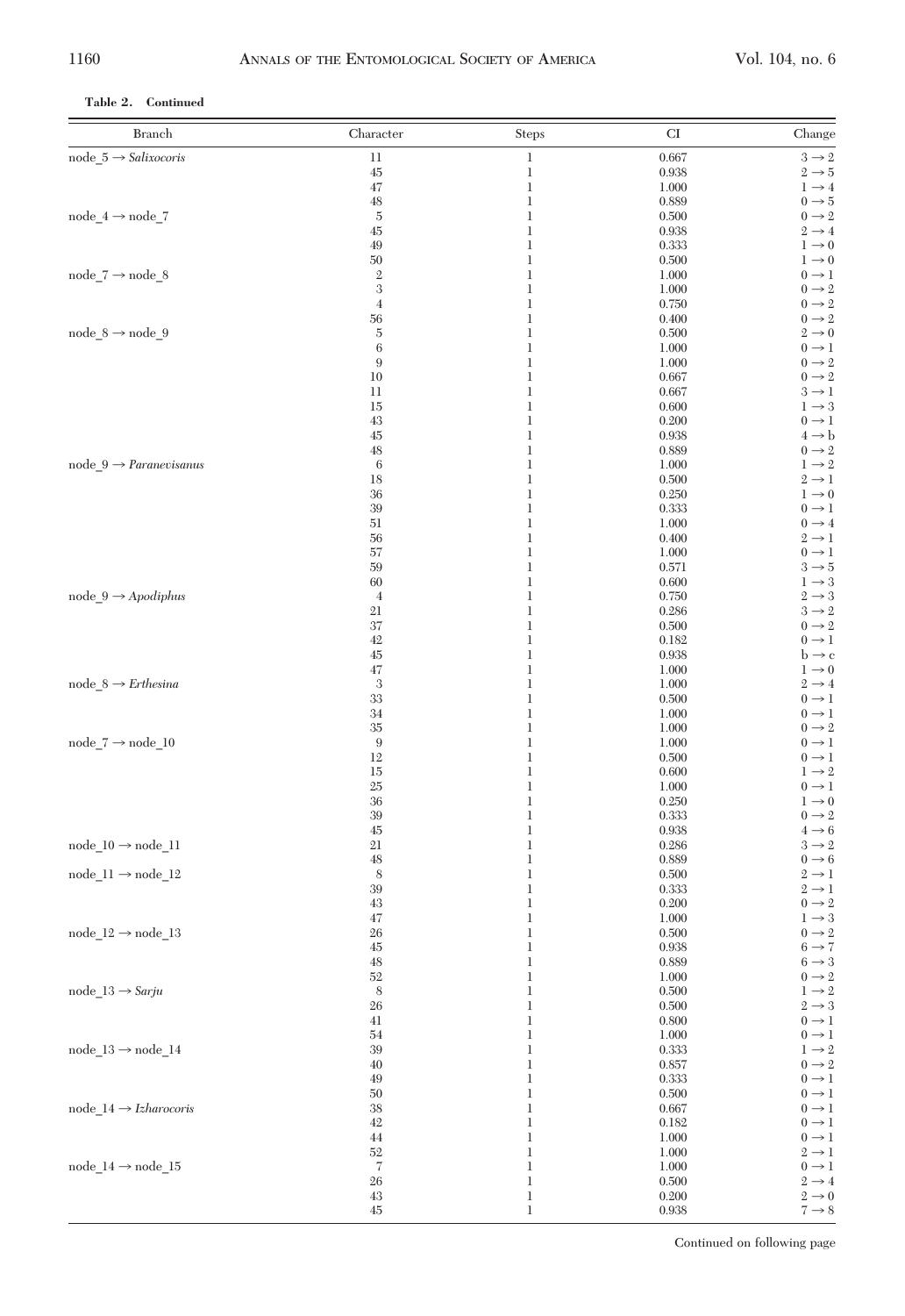**Table 2. Continued**

| Branch | Character | Steps | CI | Change |
|---|---|---|---|---|
| node_5 → *Salixocoris* | 11 | 1 | 0.667 | 3 → 2 |
| | 45 | 1 | 0.938 | 2 → 5 |
| | 47 | 1 | 1.000 | 1 → 4 |
| | 48 | 1 | 0.889 | 0 → 5 |
| node_4 → node_7 | 5 | 1 | 0.500 | 0 → 2 |
| | 45 | 1 | 0.938 | 2 → 4 |
| | 49 | 1 | 0.333 | 1 → 0 |
| | 50 | 1 | 0.500 | 1 → 0 |
| node_7 → node_8 | 2 | 1 | 1.000 | 0 → 1 |
| | 3 | 1 | 1.000 | 0 → 2 |
| | 4 | 1 | 0.750 | 0 → 2 |
| | 56 | 1 | 0.400 | 0 → 2 |
| node_8 → node_9 | 5 | 1 | 0.500 | 2 → 0 |
| | 6 | 1 | 1.000 | 0 → 1 |
| | 9 | 1 | 1.000 | 0 → 2 |
| | 10 | 1 | 0.667 | 0 → 2 |
| | 11 | 1 | 0.667 | 3 → 1 |
| | 15 | 1 | 0.600 | 1 → 3 |
| | 43 | 1 | 0.200 | 0 → 1 |
| | 45 | 1 | 0.938 | 4 → b |
| | 48 | 1 | 0.889 | 0 → 2 |
| node_9 → *Paranevisanus* | 6 | 1 | 1.000 | 1 → 2 |
| | 18 | 1 | 0.500 | 2 → 1 |
| | 36 | 1 | 0.250 | 1 → 0 |
| | 39 | 1 | 0.333 | 0 → 1 |
| | 51 | 1 | 1.000 | 0 → 4 |
| | 56 | 1 | 0.400 | 2 → 1 |
| | 57 | 1 | 1.000 | 0 → 1 |
| | 59 | 1 | 0.571 | 3 → 5 |
| | 60 | 1 | 0.600 | 1 → 3 |
| node_9 → *Apodiphus* | 4 | 1 | 0.750 | 2 → 3 |
| | 21 | 1 | 0.286 | 3 → 2 |
| | 37 | 1 | 0.500 | 0 → 2 |
| | 42 | 1 | 0.182 | 0 → 1 |
| | 45 | 1 | 0.938 | b → c |
| | 47 | 1 | 1.000 | 1 → 0 |
| node_8 → *Erthesina* | 3 | 1 | 1.000 | 2 → 4 |
| | 33 | 1 | 0.500 | 0 → 1 |
| | 34 | 1 | 1.000 | 0 → 1 |
| | 35 | 1 | 1.000 | 0 → 2 |
| node_7 → node_10 | 9 | 1 | 1.000 | 0 → 1 |
| | 12 | 1 | 0.500 | 0 → 1 |
| | 15 | 1 | 0.600 | 1 → 2 |
| | 25 | 1 | 1.000 | 0 → 1 |
| | 36 | 1 | 0.250 | 1 → 0 |
| | 39 | 1 | 0.333 | 0 → 2 |
| | 45 | 1 | 0.938 | 4 → 6 |
| node_10 → node_11 | 21 | 1 | 0.286 | 3 → 2 |
| | 48 | 1 | 0.889 | 0 → 6 |
| node_11 → node_12 | 8 | 1 | 0.500 | 2 → 1 |
| | 39 | 1 | 0.333 | 2 → 1 |
| | 43 | 1 | 0.200 | 0 → 2 |
| | 47 | 1 | 1.000 | 1 → 3 |
| node_12 → node_13 | 26 | 1 | 0.500 | 0 → 2 |
| | 45 | 1 | 0.938 | 6 → 7 |
| | 48 | 1 | 0.889 | 6 → 3 |
| | 52 | 1 | 1.000 | 0 → 2 |
| node_13 → *Sarju* | 8 | 1 | 0.500 | 1 → 2 |
| | 26 | 1 | 0.500 | 2 → 3 |
| | 41 | 1 | 0.800 | 0 → 1 |
| | 54 | 1 | 1.000 | 0 → 1 |
| node_13 → node_14 | 39 | 1 | 0.333 | 1 → 2 |
| | 40 | 1 | 0.857 | 0 → 2 |
| | 49 | 1 | 0.333 | 0 → 1 |
| | 50 | 1 | 0.500 | 0 → 1 |
| node_14 → *Izharocoris* | 38 | 1 | 0.667 | 0 → 1 |
| | 42 | 1 | 0.182 | 0 → 1 |
| | 44 | 1 | 1.000 | 0 → 1 |
| | 52 | 1 | 1.000 | 2 → 1 |
| node_14 → node_15 | 7 | 1 | 1.000 | 0 → 1 |
| | 26 | 1 | 0.500 | 2 → 4 |
| | 43 | 1 | 0.200 | 2 → 0 |
| | 45 | 1 | 0.938 | 7 → 8 |

Continued on following page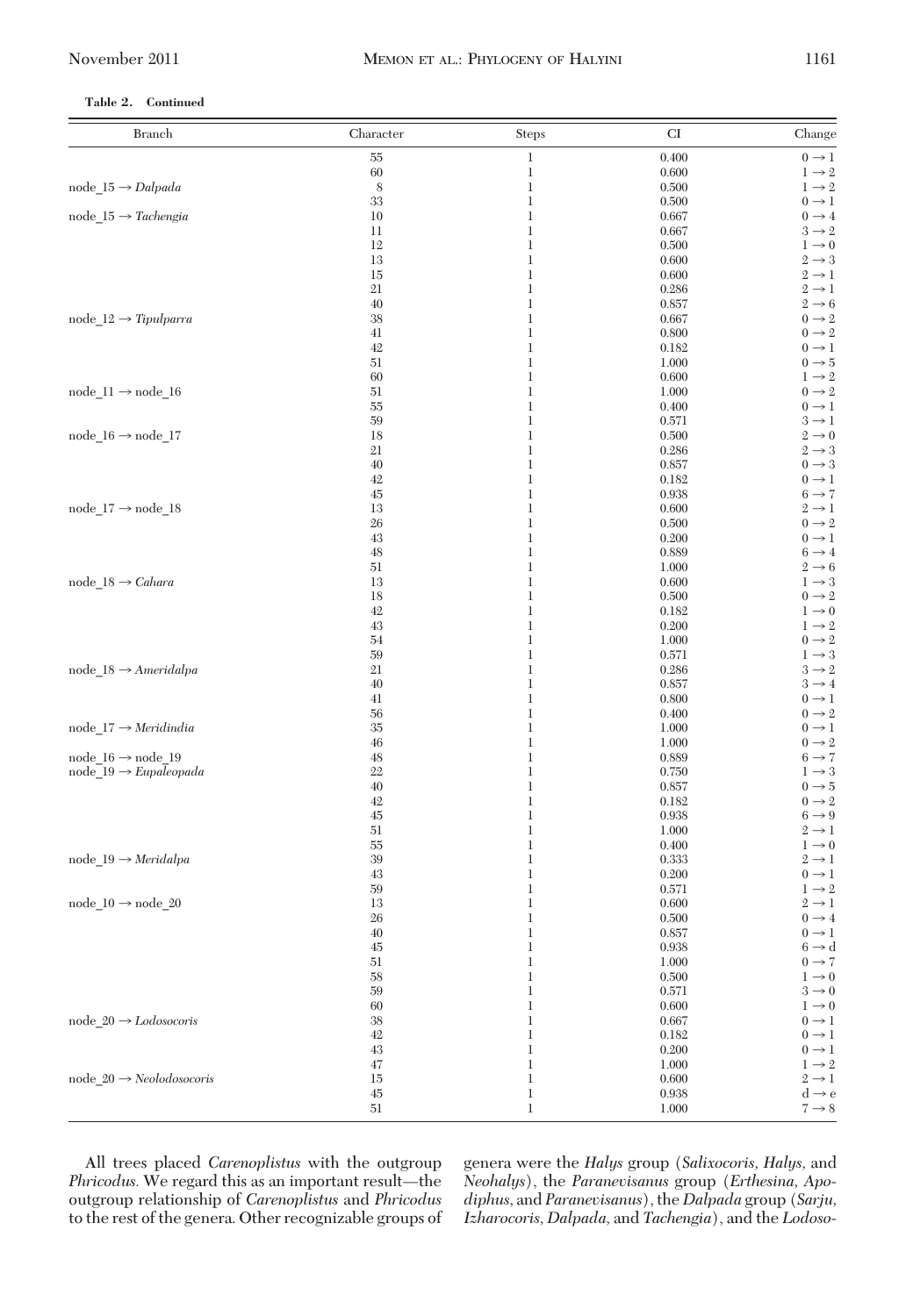**Table 2. Continued**

| Branch | Character | Steps | CI | Change |
|---|---|---|---|---|
| | 55 | 1 | 0.400 | $0 \to 1$ |
| | 60 | 1 | 0.600 | $1 \to 2$ |
| node_15 → *Dalpada* | 8 | 1 | 0.500 | $1 \to 2$ |
| | 33 | 1 | 0.500 | $0 \to 1$ |
| node_15 → *Tachengia* | 10 | 1 | 0.667 | $0 \to 4$ |
| | 11 | 1 | 0.667 | $3 \to 2$ |
| | 12 | 1 | 0.500 | $1 \to 0$ |
| | 13 | 1 | 0.600 | $2 \to 3$ |
| | 15 | 1 | 0.600 | $2 \to 1$ |
| | 21 | 1 | 0.286 | $2 \to 1$ |
| | 40 | 1 | 0.857 | $2 \to 6$ |
| node_12 → *Tipulparra* | 38 | 1 | 0.667 | $0 \to 2$ |
| | 41 | 1 | 0.800 | $0 \to 2$ |
| | 42 | 1 | 0.182 | $0 \to 1$ |
| | 51 | 1 | 1.000 | $0 \to 5$ |
| | 60 | 1 | 0.600 | $1 \to 2$ |
| node_11 → node_16 | 51 | 1 | 1.000 | $0 \to 2$ |
| | 55 | 1 | 0.400 | $0 \to 1$ |
| | 59 | 1 | 0.571 | $3 \to 1$ |
| node_16 → node_17 | 18 | 1 | 0.500 | $2 \to 0$ |
| | 21 | 1 | 0.286 | $2 \to 3$ |
| | 40 | 1 | 0.857 | $0 \to 3$ |
| | 42 | 1 | 0.182 | $0 \to 1$ |
| | 45 | 1 | 0.938 | $6 \to 7$ |
| node_17 → node_18 | 13 | 1 | 0.600 | $2 \to 1$ |
| | 26 | 1 | 0.500 | $0 \to 2$ |
| | 43 | 1 | 0.200 | $0 \to 1$ |
| | 48 | 1 | 0.889 | $6 \to 4$ |
| | 51 | 1 | 1.000 | $2 \to 6$ |
| node_18 → *Cahara* | 13 | 1 | 0.600 | $1 \to 3$ |
| | 18 | 1 | 0.500 | $0 \to 2$ |
| | 42 | 1 | 0.182 | $1 \to 0$ |
| | 43 | 1 | 0.200 | $1 \to 2$ |
| | 54 | 1 | 1.000 | $0 \to 2$ |
| | 59 | 1 | 0.571 | $1 \to 3$ |
| node_18 → *Ameridalpa* | 21 | 1 | 0.286 | $3 \to 2$ |
| | 40 | 1 | 0.857 | $3 \to 4$ |
| | 41 | 1 | 0.800 | $0 \to 1$ |
| | 56 | 1 | 0.400 | $0 \to 2$ |
| node_17 → *Meridindia* | 35 | 1 | 1.000 | $0 \to 1$ |
| | 46 | 1 | 1.000 | $0 \to 2$ |
| node_16 → node_19 | 48 | 1 | 0.889 | $6 \to 7$ |
| node_19 → *Eupaleopada* | 22 | 1 | 0.750 | $1 \to 3$ |
| | 40 | 1 | 0.857 | $0 \to 5$ |
| | 42 | 1 | 0.182 | $0 \to 2$ |
| | 45 | 1 | 0.938 | $6 \to 9$ |
| | 51 | 1 | 1.000 | $2 \to 1$ |
| | 55 | 1 | 0.400 | $1 \to 0$ |
| node_19 → *Meridalpa* | 39 | 1 | 0.333 | $2 \to 1$ |
| | 43 | 1 | 0.200 | $0 \to 1$ |
| | 59 | 1 | 0.571 | $1 \to 2$ |
| node_10 → node_20 | 13 | 1 | 0.600 | $2 \to 1$ |
| | 26 | 1 | 0.500 | $0 \to 4$ |
| | 40 | 1 | 0.857 | $0 \to 1$ |
| | 45 | 1 | 0.938 | $6 \to d$ |
| | 51 | 1 | 1.000 | $0 \to 7$ |
| | 58 | 1 | 0.500 | $1 \to 0$ |
| | 59 | 1 | 0.571 | $3 \to 0$ |
| | 60 | 1 | 0.600 | $1 \to 0$ |
| node_20 → *Lodosocoris* | 38 | 1 | 0.667 | $0 \to 1$ |
| | 42 | 1 | 0.182 | $0 \to 1$ |
| | 43 | 1 | 0.200 | $0 \to 1$ |
| | 47 | 1 | 1.000 | $1 \to 2$ |
| node_20 → *Neolodosocoris* | 15 | 1 | 0.600 | $2 \to 1$ |
| | 45 | 1 | 0.938 | $d \to e$ |
| | 51 | 1 | 1.000 | $7 \to 8$ |

All trees placed *Carenoplistus* with the outgroup *Phricodus.* We regard this as an important result—the outgroup relationship of *Carenoplistus* and *Phricodus* to the rest of the genera. Other recognizable groups of genera were the *Halys* group (*Salixocoris, Halys,* and *Neohalys*), the *Paranevisanus* group (*Erthesina, Apodiphus,* and *Paranevisanus*), the *Dalpada* group (*Sarju, Izharocoris, Dalpada,* and *Tachengia*), and the *Lodoso-*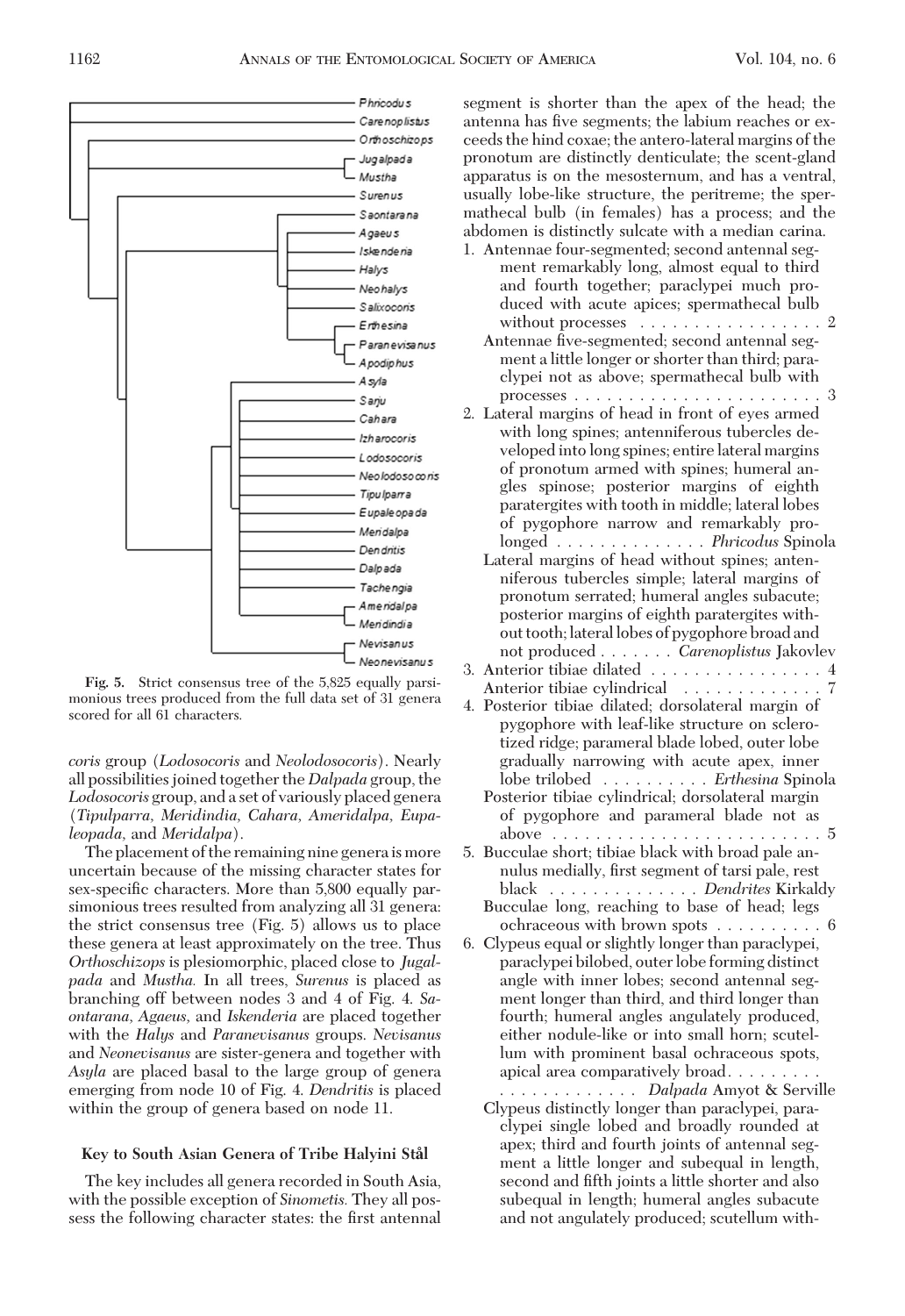Fig. 5. Strict consensus tree of the 5,825 equally parsimonious trees produced from the full data set of 31 genera scored for all 61 characters.

*coris* group (*Lodosocoris* and *Neolodosocoris*). Nearly all possibilities joined together the *Dalpada* group, the *Lodosocoris* group, and a set of variously placed genera (*Tipulparra*, *Meridindia*, *Cahara*, *Ameridalpa*, *Eupaleopada*, and *Meridalpa*).

The placement of the remaining nine genera is more uncertain because of the missing character states for sex-specific characters. More than 5,800 equally parsimonious trees resulted from analyzing all 31 genera: the strict consensus tree (Fig. 5) allows us to place these genera at least approximately on the tree. Thus *Orthoschizops* is plesiomorphic, placed close to *Jugalpada* and *Mustha*. In all trees, *Surenus* is placed as branching off between nodes 3 and 4 of Fig. 4. *Saontarana*, *Agaeus*, and *Iskenderia* are placed together with the *Halys* and *Paranevisanus* groups. *Nevisanus* and *Neonevisanus* are sister-genera and together with *Asyla* are placed basal to the large group of genera emerging from node 10 of Fig. 4. *Dendritis* is placed within the group of genera based on node 11.

## Key to South Asian Genera of Tribe Halyini Stål

The key includes all genera recorded in South Asia, with the possible exception of *Sinometis*. They all possess the following character states: the first antennal segment is shorter than the apex of the head; the antenna has five segments; the labium reaches or exceeds the hind coxae; the antero-lateral margins of the pronotum are distinctly denticulate; the scent-gland apparatus is on the mesosternum, and has a ventral, usually lobe-like structure, the peritreme; the spermathecal bulb (in females) has a process; and the abdomen is distinctly sulcate with a median carina.

1. Antennae four-segmented; second antennal segment remarkably long, almost equal to third and fourth together; paraclypei much produced with acute apices; spermathecal bulb without processes . . . . . . . . . . . . . . . . . 2

   Antennae five-segmented; second antennal segment a little longer or shorter than third; paraclypei not as above; spermathecal bulb with processes . . . . . . . . . . . . . . . . . . . . . . . 3

2. Lateral margins of head in front of eyes armed with long spines; antenniferous tubercles developed into long spines; entire lateral margins of pronotum armed with spines; humeral angles spinose; posterior margins of eighth paratergites with tooth in middle; lateral lobes of pygophore narrow and remarkably prolonged . . . . . . . . . . . . . *Phricodus* Spinola

   Lateral margins of head without spines; antenniferous tubercles simple; lateral margins of pronotum serrated; humeral angles subacute; posterior margins of eighth paratergites without tooth; lateral lobes of pygophore broad and not produced . . . . . . . *Carenoplistus* Jakovlev

3. Anterior tibiae dilated . . . . . . . . . . . . . . . . 4

   Anterior tibiae cylindrical . . . . . . . . . . . . 7

4. Posterior tibiae dilated; dorsolateral margin of pygophore with leaf-like structure on sclerotized ridge; parameral blade lobed, outer lobe gradually narrowing with acute apex, inner lobe trilobed . . . . . . . . . . *Erthesina* Spinola

   Posterior tibiae cylindrical; dorsolateral margin of pygophore and parameral blade not as above . . . . . . . . . . . . . . . . . . . . . . . . . 5

5. Bucculae short; tibiae black with broad pale annulus medially, first segment of tarsi pale, rest black . . . . . . . . . . . . . *Dendrites* Kirkaldy

   Bucculae long, reaching to base of head; legs ochraceous with brown spots . . . . . . . . . . 6

6. Clypeus equal or slightly longer than paraclypei, paraclypei bilobed, outer lobe forming distinct angle with inner lobes; second antennal segment longer than third, and third longer than fourth; humeral angles angulately produced, either nodule-like or into small horn; scutellum with prominent basal ochraceous spots, apical area comparatively broad. . . . . . . . . . . . . . . . . . . . . . . *Dalpada* Amyot & Serville

   Clypeus distinctly longer than paraclypei, paraclypei single lobed and broadly rounded at apex; third and fourth joints of antennal segment a little longer and subequal in length, second and fifth joints a little shorter and also subequal in length; humeral angles subacute and not angulately produced; scutellum with-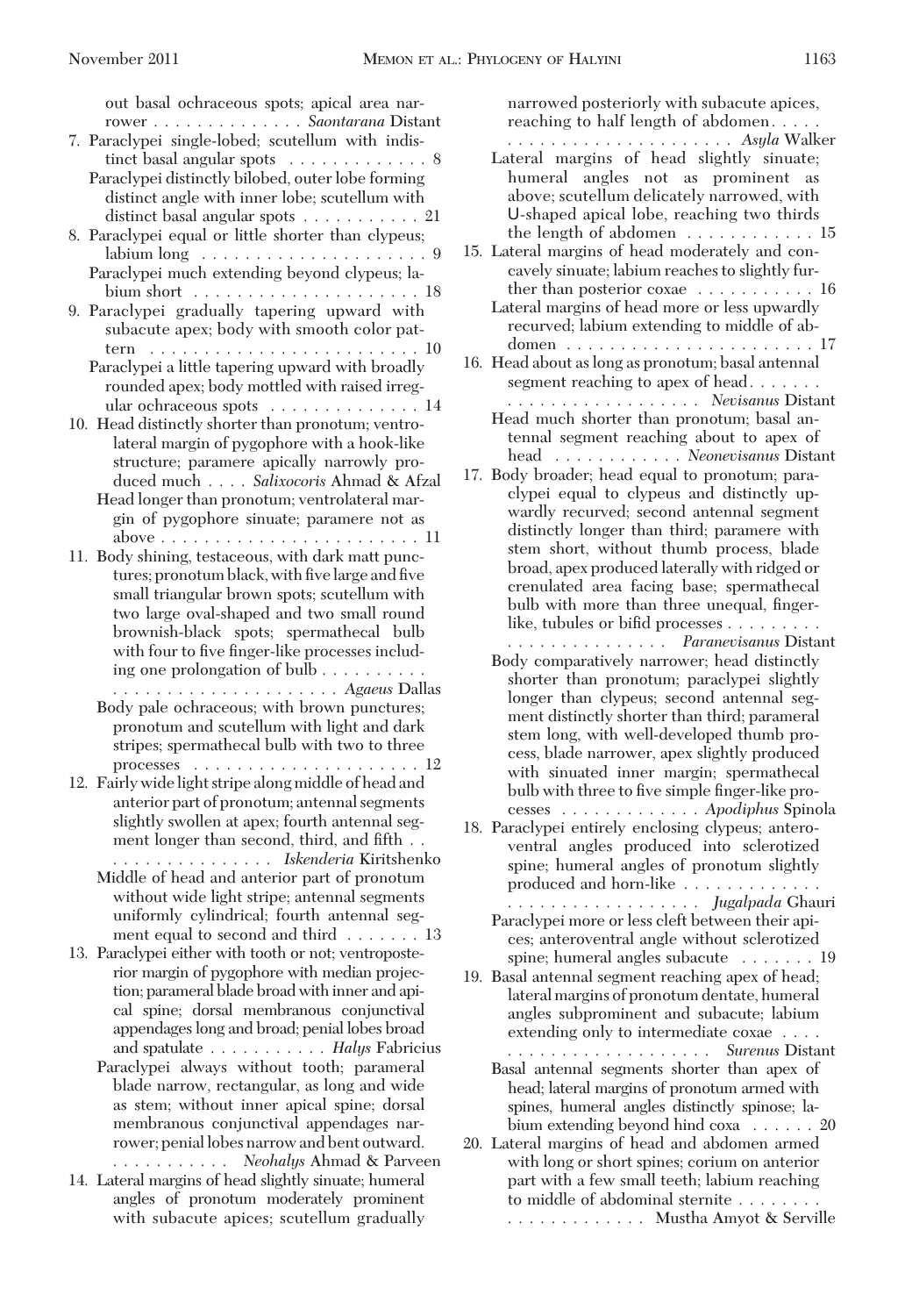out basal ochraceous spots; apical area narrower . . . . . . . . . . . . . . *Saontarana* Distant

7. Paraclypei single-lobed; scutellum with indistinct basal angular spots . . . . . . . . . . . . . 8
   Paraclypei distinctly bilobed, outer lobe forming distinct angle with inner lobe; scutellum with distinct basal angular spots . . . . . . . . . . . 21
8. Paraclypei equal or little shorter than clypeus; labium long . . . . . . . . . . . . . . . . . . . . . 9
   Paraclypei much extending beyond clypeus; labium short . . . . . . . . . . . . . . . . . . . . . 18
9. Paraclypei gradually tapering upward with subacute apex; body with smooth color pattern . . . . . . . . . . . . . . . . . . . . . . . . . 10
   Paraclypei a little tapering upward with broadly rounded apex; body mottled with raised irregular ochraceous spots . . . . . . . . . . . . . . 14
10. Head distinctly shorter than pronotum; ventrolateral margin of pygophore with a hook-like structure; paramere apically narrowly produced much . . . . *Salixocoris* Ahmad & Afzal
    Head longer than pronotum; ventrolateral margin of pygophore sinuate; paramere not as above . . . . . . . . . . . . . . . . . . . . . . . . 11
11. Body shining, testaceous, with dark matt punctures; pronotum black, with five large and five small triangular brown spots; scutellum with two large oval-shaped and two small round brownish-black spots; spermathecal bulb with four to five finger-like processes including one prolongation of bulb . . . . . . . . . . . . . . . . . . . . . . . . . . . . . . . *Agaeus* Dallas
    Body pale ochraceous; with brown punctures; pronotum and scutellum with light and dark stripes; spermathecal bulb with two to three processes . . . . . . . . . . . . . . . . . . . . . 12
12. Fairly wide light stripe along middle of head and anterior part of pronotum; antennal segments slightly swollen at apex; fourth antennal segment longer than second, third, and fifth . . . . . . . . . . . . . . . . . *Iskenderia* Kiritshenko
    Middle of head and anterior part of pronotum without wide light stripe; antennal segments uniformly cylindrical; fourth antennal segment equal to second and third . . . . . . . 13
13. Paraclypei either with tooth or not; ventroposterior margin of pygophore with median projection; parameral blade broad with inner and apical spine; dorsal membranous conjunctival appendages long and broad; penial lobes broad and spatulate . . . . . . . . . . . *Halys* Fabricius
    Paraclypei always without tooth; parameral blade narrow, rectangular, as long and wide as stem; without inner apical spine; dorsal membranous conjunctival appendages narrower; penial lobes narrow and bent outward. . . . . . . . . . . . *Neohalys* Ahmad & Parveen
14. Lateral margins of head slightly sinuate; humeral angles of pronotum moderately prominent with subacute apices; scutellum gradually narrowed posteriorly with subacute apices, reaching to half length of abdomen. . . . . . . . . . . . . . . . . . . . . . . . . . . *Asyla* Walker
    Lateral margins of head slightly sinuate; humeral angles not as prominent as above; scutellum delicately narrowed, with U-shaped apical lobe, reaching two thirds the length of abdomen . . . . . . . . . . . . 15
15. Lateral margins of head moderately and concavely sinuate; labium reaches to slightly further than posterior coxae . . . . . . . . . . . 16
    Lateral margins of head more or less upwardly recurved; labium extending to middle of abdomen . . . . . . . . . . . . . . . . . . . . . . . . 17
16. Head about as long as pronotum; basal antennal segment reaching to apex of head. . . . . . . . . . . . . . . . . . . . . . . . . . . *Nevisanus* Distant
    Head much shorter than pronotum; basal antennal segment reaching about to apex of head . . . . . . . . . . . . *Neonevisanus* Distant
17. Body broader; head equal to pronotum; paraclypei equal to clypeus and distinctly upwardly recurved; second antennal segment distinctly longer than third; paramere with stem short, without thumb process, blade broad, apex produced laterally with ridged or crenulated area facing base; spermathecal bulb with more than three unequal, finger-like, tubules or bifid processes . . . . . . . . . . . . . . . . . . . . . . . . *Paranevisanus* Distant
    Body comparatively narrower; head distinctly shorter than pronotum; paraclypei slightly longer than clypeus; second antennal segment distinctly shorter than third; parameral stem long, with well-developed thumb process, blade narrower, apex slightly produced with sinuated inner margin; spermathecal bulb with three to five simple finger-like processes . . . . . . . . . . . . . *Apodiphus* Spinola
18. Paraclypei entirely enclosing clypeus; anteroventral angles produced into sclerotized spine; humeral angles of pronotum slightly produced and horn-like . . . . . . . . . . . . . . . . . . . . . . . . . . . . . . . *Jugalpada* Ghauri
    Paraclypei more or less cleft between their apices; anteroventral angle without sclerotized spine; humeral angles subacute . . . . . . . 19
19. Basal antennal segment reaching apex of head; lateral margins of pronotum dentate, humeral angles subprominent and subacute; labium extending only to intermediate coxae . . . . . . . . . . . . . . . . . . . . . . . *Surenus* Distant
    Basal antennal segments shorter than apex of head; lateral margins of pronotum armed with spines, humeral angles distinctly spinose; labium extending beyond hind coxa . . . . . . 20
20. Lateral margins of head and abdomen armed with long or short spines; corium on anterior part with a few small teeth; labium reaching to middle of abdominal sternite . . . . . . . . . . . . . . . . . . . . . Mustha Amyot & Serville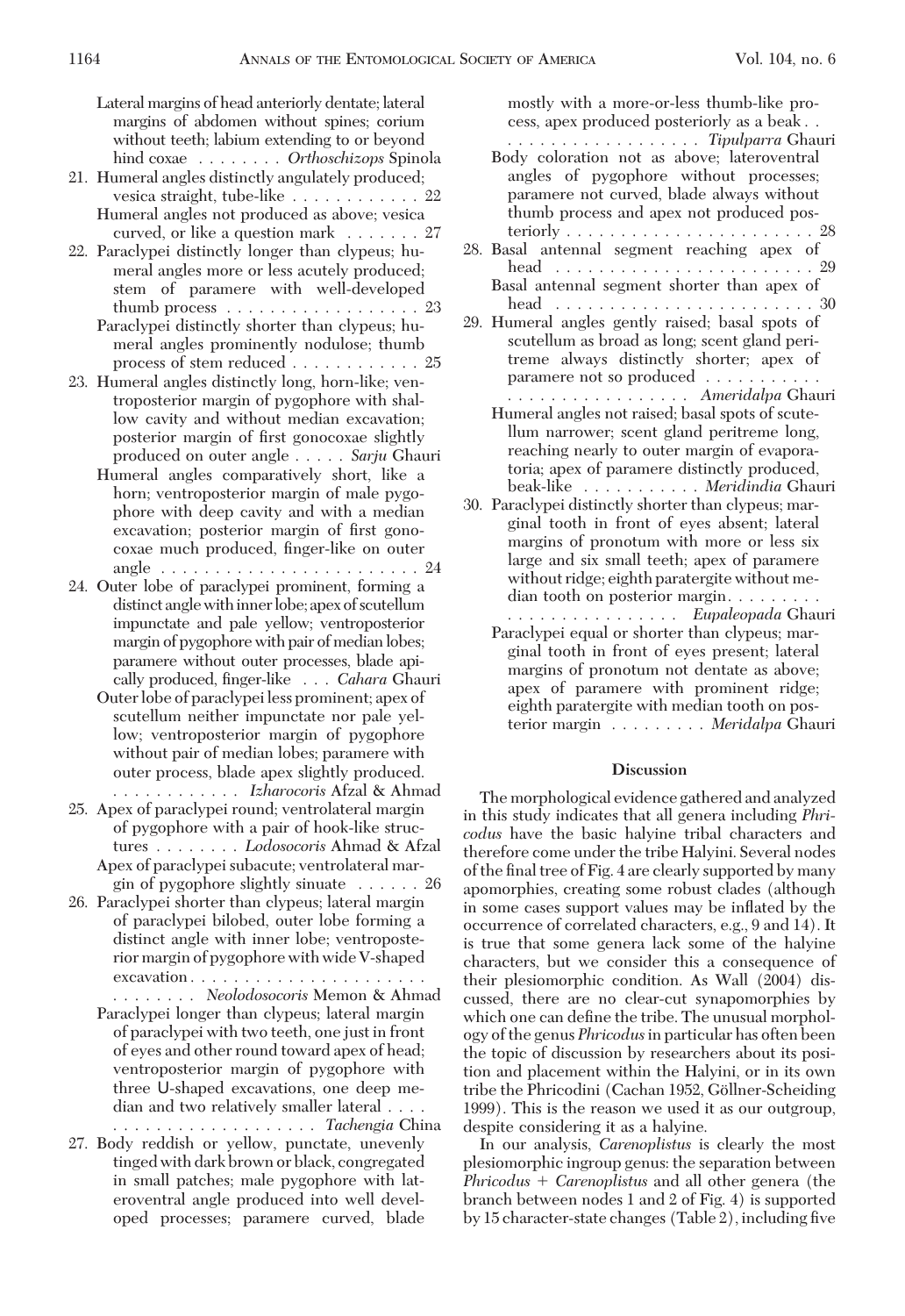Lateral margins of head anteriorly dentate; lateral margins of abdomen without spines; corium without teeth; labium extending to or beyond hind coxae . . . . . . . . *Orthoschizops* Spinola

21. Humeral angles distinctly angulately produced; vesica straight, tube-like . . . . . . . . . . . . 22
    Humeral angles not produced as above; vesica curved, or like a question mark . . . . . . . 27
22. Paraclypei distinctly longer than clypeus; humeral angles more or less acutely produced; stem of paramere with well-developed thumb process . . . . . . . . . . . . . . . . . . 23
    Paraclypei distinctly shorter than clypeus; humeral angles prominently nodulose; thumb process of stem reduced . . . . . . . . . . . . 25
23. Humeral angles distinctly long, horn-like; ventroposterior margin of pygophore with shallow cavity and without median excavation; posterior margin of first gonocoxae slightly produced on outer angle . . . . . *Sarju* Ghauri
    Humeral angles comparatively short, like a horn; ventroposterior margin of male pygophore with deep cavity and with a median excavation; posterior margin of first gonocoxae much produced, finger-like on outer angle . . . . . . . . . . . . . . . . . . . . . . . . 24
24. Outer lobe of paraclypei prominent, forming a distinct angle with inner lobe; apex of scutellum impunctate and pale yellow; ventroposterior margin of pygophore with pair of median lobes; paramere without outer processes, blade apically produced, finger-like . . . *Cahara* Ghauri
    Outer lobe of paraclypei less prominent; apex of scutellum neither impunctate nor pale yellow; ventroposterior margin of pygophore without pair of median lobes; paramere with outer process, blade apex slightly produced. . . . . . . . . . . . . *Izharocoris* Afzal & Ahmad
25. Apex of paraclypei round; ventrolateral margin of pygophore with a pair of hook-like structures . . . . . . . . *Lodosocoris* Ahmad & Afzal
    Apex of paraclypei subacute; ventrolateral margin of pygophore slightly sinuate . . . . . . 26
26. Paraclypei shorter than clypeus; lateral margin of paraclypei bilobed, outer lobe forming a distinct angle with inner lobe; ventroposterior margin of pygophore with wide V-shaped excavation . . . . . . . . . . . . . . . . . . . . . . . . . . . . . . *Neolodosocoris* Memon & Ahmad
    Paraclypei longer than clypeus; lateral margin of paraclypei with two teeth, one just in front of eyes and other round toward apex of head; ventroposterior margin of pygophore with three U-shaped excavations, one deep median and two relatively smaller lateral . . . . . . . . . . . . . . . . . . . . . . . *Tachengia* China
27. Body reddish or yellow, punctate, unevenly tinged with dark brown or black, congregated in small patches; male pygophore with lateroventral angle produced into well developed processes; paramere curved, blade mostly with a more-or-less thumb-like process, apex produced posteriorly as a beak . . . . . . . . . . . . . . . . . . . . *Tipulparra* Ghauri
    Body coloration not as above; lateroventral angles of pygophore without processes; paramere not curved, blade always without thumb process and apex not produced posteriorly . . . . . . . . . . . . . . . . . . . . . . . . 28
28. Basal antennal segment reaching apex of head . . . . . . . . . . . . . . . . . . . . . . . . . 29
    Basal antennal segment shorter than apex of head . . . . . . . . . . . . . . . . . . . . . . . . . 30
29. Humeral angles gently raised; basal spots of scutellum as broad as long; scent gland peritreme always distinctly shorter; apex of paramere not so produced . . . . . . . . . . . . . . . . . . . . . . . . . . . *Ameridalpa* Ghauri
    Humeral angles not raised; basal spots of scutellum narrower; scent gland peritreme long, reaching nearly to outer margin of evaporatoria; apex of paramere distinctly produced, beak-like . . . . . . . . . . . *Meridindia* Ghauri
30. Paraclypei distinctly shorter than clypeus; marginal tooth in front of eyes absent; lateral margins of pronotum with more or less six large and six small teeth; apex of paramere without ridge; eighth paratergite without median tooth on posterior margin. . . . . . . . . . . . . . . . . . . . . . . . . *Eupaleopada* Ghauri
    Paraclypei equal or shorter than clypeus; marginal tooth in front of eyes present; lateral margins of pronotum not dentate as above; apex of paramere with prominent ridge; eighth paratergite with median tooth on posterior margin . . . . . . . . . *Meridalpa* Ghauri

## Discussion

The morphological evidence gathered and analyzed in this study indicates that all genera including *Phricodus* have the basic halyine tribal characters and therefore come under the tribe Halyini. Several nodes of the final tree of Fig. 4 are clearly supported by many apomorphies, creating some robust clades (although in some cases support values may be inflated by the occurrence of correlated characters, e.g., 9 and 14). It is true that some genera lack some of the halyine characters, but we consider this a consequence of their plesiomorphic condition. As Wall (2004) discussed, there are no clear-cut synapomorphies by which one can define the tribe. The unusual morphology of the genus *Phricodus* in particular has often been the topic of discussion by researchers about its position and placement within the Halyini, or in its own tribe the Phricodini (Cachan 1952, Göllner-Scheiding 1999). This is the reason we used it as our outgroup, despite considering it as a halyine.

In our analysis, *Carenoplistus* is clearly the most plesiomorphic ingroup genus: the separation between *Phricodus* + *Carenoplistus* and all other genera (the branch between nodes 1 and 2 of Fig. 4) is supported by 15 character-state changes (Table 2), including five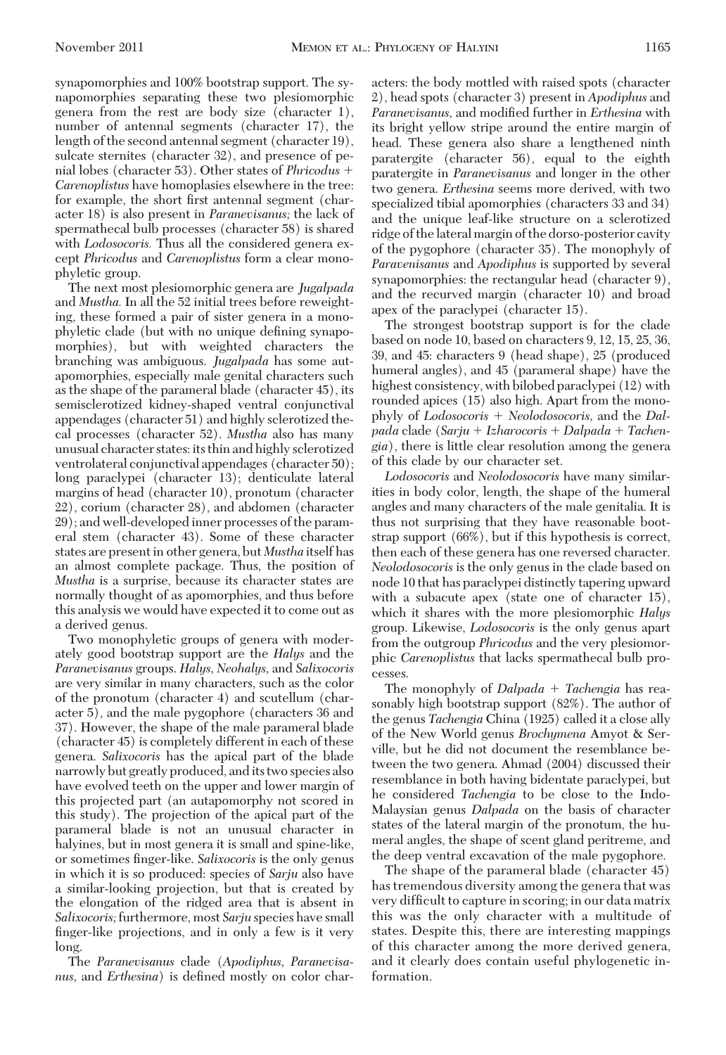synapomorphies and 100% bootstrap support. The synapomorphies separating these two plesiomorphic genera from the rest are body size (character 1), number of antennal segments (character 17), the length of the second antennal segment (character 19), sulcate sternites (character 32), and presence of penial lobes (character 53). Other states of *Phricodus* + *Carenoplistus* have homoplasies elsewhere in the tree: for example, the short first antennal segment (character 18) is also present in *Paranevisanus;* the lack of spermathecal bulb processes (character 58) is shared with *Lodosocoris.* Thus all the considered genera except *Phricodus* and *Carenoplistus* form a clear monophyletic group.

The next most plesiomorphic genera are *Jugalpada* and *Mustha.* In all the 52 initial trees before reweighting, these formed a pair of sister genera in a monophyletic clade (but with no unique defining synapomorphies), but with weighted characters the branching was ambiguous. *Jugalpada* has some autapomorphies, especially male genital characters such as the shape of the parameral blade (character 45), its semisclerotized kidney-shaped ventral conjunctival appendages (character 51) and highly sclerotized thecal processes (character 52). *Mustha* also has many unusual character states: its thin and highly sclerotized ventrolateral conjunctival appendages (character 50); long paraclypei (character 13); denticulate lateral margins of head (character 10), pronotum (character 22), corium (character 28), and abdomen (character 29); and well-developed inner processes of the parameral stem (character 43). Some of these character states are present in other genera, but *Mustha* itself has an almost complete package. Thus, the position of *Mustha* is a surprise, because its character states are normally thought of as apomorphies, and thus before this analysis we would have expected it to come out as a derived genus.

Two monophyletic groups of genera with moderately good bootstrap support are the *Halys* and the *Paranevisanus* groups. *Halys, Neohalys,* and *Salixocoris* are very similar in many characters, such as the color of the pronotum (character 4) and scutellum (character 5), and the male pygophore (characters 36 and 37). However, the shape of the male parameral blade (character 45) is completely different in each of these genera. *Salixocoris* has the apical part of the blade narrowly but greatly produced, and its two species also have evolved teeth on the upper and lower margin of this projected part (an autapomorphy not scored in this study). The projection of the apical part of the parameral blade is not an unusual character in halyines, but in most genera it is small and spine-like, or sometimes finger-like. *Salixocoris* is the only genus in which it is so produced: species of *Sarju* also have a similar-looking projection, but that is created by the elongation of the ridged area that is absent in *Salixocoris;* furthermore, most *Sarju* species have small finger-like projections, and in only a few is it very long.

The *Paranevisanus* clade (*Apodiphus, Paranevisanus,* and *Erthesina*) is defined mostly on color characters: the body mottled with raised spots (character 2), head spots (character 3) present in *Apodiphus* and *Paranevisanus,* and modified further in *Erthesina* with its bright yellow stripe around the entire margin of head. These genera also share a lengthened ninth paratergite (character 56), equal to the eighth paratergite in *Paranevisanus* and longer in the other two genera. *Erthesina* seems more derived, with two specialized tibial apomorphies (characters 33 and 34) and the unique leaf-like structure on a sclerotized ridge of the lateral margin of the dorso-posterior cavity of the pygophore (character 35). The monophyly of *Paravenisanus* and *Apodiphus* is supported by several synapomorphies: the rectangular head (character 9), and the recurved margin (character 10) and broad apex of the paraclypei (character 15).

The strongest bootstrap support is for the clade based on node 10, based on characters 9, 12, 15, 25, 36, 39, and 45: characters 9 (head shape), 25 (produced humeral angles), and 45 (parameral shape) have the highest consistency, with bilobed paraclypei (12) with rounded apices (15) also high. Apart from the monophyly of *Lodosocoris* + *Neolodosocoris,* and the *Dalpada* clade (*Sarju* + *Izharocoris* + *Dalpada* + *Tachengia*), there is little clear resolution among the genera of this clade by our character set.

*Lodosocoris* and *Neolodosocoris* have many similarities in body color, length, the shape of the humeral angles and many characters of the male genitalia. It is thus not surprising that they have reasonable bootstrap support (66%), but if this hypothesis is correct, then each of these genera has one reversed character. *Neolodosocoris* is the only genus in the clade based on node 10 that has paraclypei distinctly tapering upward with a subacute apex (state one of character 15), which it shares with the more plesiomorphic *Halys* group. Likewise, *Lodosocoris* is the only genus apart from the outgroup *Phricodus* and the very plesiomorphic *Carenoplistus* that lacks spermathecal bulb processes.

The monophyly of *Dalpada* + *Tachengia* has reasonably high bootstrap support (82%). The author of the genus *Tachengia* China (1925) called it a close ally of the New World genus *Brochymena* Amyot & Serville, but he did not document the resemblance between the two genera. Ahmad (2004) discussed their resemblance in both having bidentate paraclypei, but he considered *Tachengia* to be close to the Indo-Malaysian genus *Dalpada* on the basis of character states of the lateral margin of the pronotum, the humeral angles, the shape of scent gland peritreme, and the deep ventral excavation of the male pygophore.

The shape of the parameral blade (character 45) has tremendous diversity among the genera that was very difficult to capture in scoring; in our data matrix this was the only character with a multitude of states. Despite this, there are interesting mappings of this character among the more derived genera, and it clearly does contain useful phylogenetic information.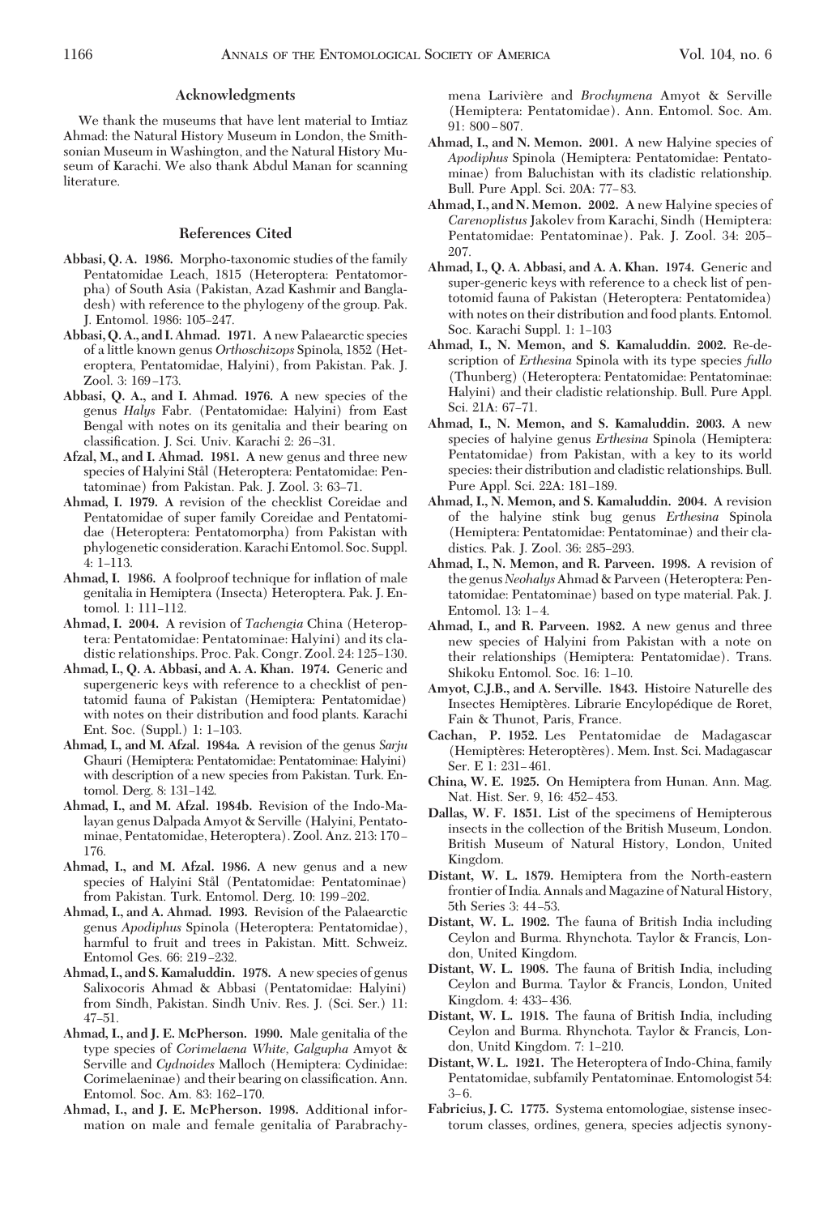## Acknowledgments

We thank the museums that have lent material to Imtiaz Ahmad: the Natural History Museum in London, the Smithsonian Museum in Washington, and the Natural History Museum of Karachi. We also thank Abdul Manan for scanning literature.

## References Cited

**Abbasi, Q. A. 1986.** Morpho-taxonomic studies of the family Pentatomidae Leach, 1815 (Heteroptera: Pentatomorpha) of South Asia (Pakistan, Azad Kashmir and Bangladesh) with reference to the phylogeny of the group. Pak. J. Entomol. 1986: 105–247.

**Abbasi, Q. A., and I. Ahmad. 1971.** A new Palaearctic species of a little known genus *Orthoschizops* Spinola, 1852 (Heteroptera, Pentatomidae, Halyini), from Pakistan. Pak. J. Zool. 3: 169–173.

**Abbasi, Q. A., and I. Ahmad. 1976.** A new species of the genus *Halys* Fabr. (Pentatomidae: Halyini) from East Bengal with notes on its genitalia and their bearing on classification. J. Sci. Univ. Karachi 2: 26–31.

**Afzal, M., and I. Ahmad. 1981.** A new genus and three new species of Halyini Stål (Heteroptera: Pentatomidae: Pentatominae) from Pakistan. Pak. J. Zool. 3: 63–71.

**Ahmad, I. 1979.** A revision of the checklist Coreidae and Pentatomidae of super family Coreidae and Pentatomidae (Heteroptera: Pentatomorpha) from Pakistan with phylogenetic consideration. Karachi Entomol. Soc. Suppl. 4: 1–113.

**Ahmad, I. 1986.** A foolproof technique for inflation of male genitalia in Hemiptera (Insecta) Heteroptera. Pak. J. Entomol. 1: 111–112.

**Ahmad, I. 2004.** A revision of *Tachengia* China (Heteroptera: Pentatomidae: Pentatominae: Halyini) and its cladistic relationships. Proc. Pak. Congr. Zool. 24: 125–130.

**Ahmad, I., Q. A. Abbasi, and A. A. Khan. 1974.** Generic and supergeneric keys with reference to a checklist of pentatomid fauna of Pakistan (Hemiptera: Pentatomidae) with notes on their distribution and food plants. Karachi Ent. Soc. (Suppl.) 1: 1–103.

**Ahmad, I., and M. Afzal. 1984a.** A revision of the genus *Sarju* Ghauri (Hemiptera: Pentatomidae: Pentatominae: Halyini) with description of a new species from Pakistan. Turk. Entomol. Derg. 8: 131–142.

**Ahmad, I., and M. Afzal. 1984b.** Revision of the Indo-Malayan genus Dalpada Amyot & Serville (Halyini, Pentatominae, Pentatomidae, Heteroptera). Zool. Anz. 213: 170–176.

**Ahmad, I., and M. Afzal. 1986.** A new genus and a new species of Halyini Stål (Pentatomidae: Pentatominae) from Pakistan. Turk. Entomol. Derg. 10: 199–202.

**Ahmad, I., and A. Ahmad. 1993.** Revision of the Palaearctic genus *Apodiphus* Spinola (Heteroptera: Pentatomidae), harmful to fruit and trees in Pakistan. Mitt. Schweiz. Entomol Ges. 66: 219–232.

**Ahmad, I., and S. Kamaluddin. 1978.** A new species of genus Salixocoris Ahmad & Abbasi (Pentatomidae: Halyini) from Sindh, Pakistan. Sindh Univ. Res. J. (Sci. Ser.) 11: 47–51.

**Ahmad, I., and J. E. McPherson. 1990.** Male genitalia of the type species of *Corimelaena White, Galgupha* Amyot & Serville and *Cydnoides* Malloch (Hemiptera: Cydinidae: Corimelaeninae) and their bearing on classification. Ann. Entomol. Soc. Am. 83: 162–170.

**Ahmad, I., and J. E. McPherson. 1998.** Additional information on male and female genitalia of Parabrachymena Larivière and *Brochymena* Amyot & Serville (Hemiptera: Pentatomidae). Ann. Entomol. Soc. Am. 91: 800–807.

**Ahmad, I., and N. Memon. 2001.** A new Halyine species of *Apodiphus* Spinola (Hemiptera: Pentatomidae: Pentatominae) from Baluchistan with its cladistic relationship. Bull. Pure Appl. Sci. 20A: 77–83.

**Ahmad, I., and N. Memon. 2002.** A new Halyine species of *Carenoplistus* Jakolev from Karachi, Sindh (Hemiptera: Pentatomidae: Pentatominae). Pak. J. Zool. 34: 205–207.

**Ahmad, I., Q. A. Abbasi, and A. A. Khan. 1974.** Generic and super-generic keys with reference to a check list of pentotomid fauna of Pakistan (Heteroptera: Pentatomidea) with notes on their distribution and food plants. Entomol. Soc. Karachi Suppl. 1: 1–103

**Ahmad, I., N. Memon, and S. Kamaluddin. 2002.** Re-description of *Erthesina* Spinola with its type species *fullo* (Thunberg) (Heteroptera: Pentatomidae: Pentatominae: Halyini) and their cladistic relationship. Bull. Pure Appl. Sci. 21A: 67–71.

**Ahmad, I., N. Memon, and S. Kamaluddin. 2003.** A new species of halyine genus *Erthesina* Spinola (Hemiptera: Pentatomidae) from Pakistan, with a key to its world species: their distribution and cladistic relationships. Bull. Pure Appl. Sci. 22A: 181–189.

**Ahmad, I., N. Memon, and S. Kamaluddin. 2004.** A revision of the halyine stink bug genus *Erthesina* Spinola (Hemiptera: Pentatomidae: Pentatominae) and their cladistics. Pak. J. Zool. 36: 285–293.

**Ahmad, I., N. Memon, and R. Parveen. 1998.** A revision of the genus *Neohalys* Ahmad & Parveen (Heteroptera: Pentatomidae: Pentatominae) based on type material. Pak. J. Entomol. 13: 1–4.

**Ahmad, I., and R. Parveen. 1982.** A new genus and three new species of Halyini from Pakistan with a note on their relationships (Hemiptera: Pentatomidae). Trans. Shikoku Entomol. Soc. 16: 1–10.

**Amyot, C.J.B., and A. Serville. 1843.** Histoire Naturelle des Insectes Hemiptères. Librarie Encylopédique de Roret, Fain & Thunot, Paris, France.

**Cachan, P. 1952.** Les Pentatomidae de Madagascar (Hemiptères: Heteroptères). Mem. Inst. Sci. Madagascar Ser. E 1: 231–461.

**China, W. E. 1925.** On Hemiptera from Hunan. Ann. Mag. Nat. Hist. Ser. 9, 16: 452–453.

**Dallas, W. F. 1851.** List of the specimens of Hemipterous insects in the collection of the British Museum, London. British Museum of Natural History, London, United Kingdom.

**Distant, W. L. 1879.** Hemiptera from the North-eastern frontier of India. Annals and Magazine of Natural History, 5th Series 3: 44–53.

**Distant, W. L. 1902.** The fauna of British India including Ceylon and Burma. Rhynchota. Taylor & Francis, London, United Kingdom.

**Distant, W. L. 1908.** The fauna of British India, including Ceylon and Burma. Taylor & Francis, London, United Kingdom. 4: 433–436.

**Distant, W. L. 1918.** The fauna of British India, including Ceylon and Burma. Rhynchota. Taylor & Francis, London, Unitd Kingdom. 7: 1–210.

**Distant, W. L. 1921.** The Heteroptera of Indo-China, family Pentatomidae, subfamily Pentatominae. Entomologist 54: 3–6.

**Fabricius, J. C. 1775.** Systema entomologiae, sistense insectorum classes, ordines, genera, species adjectis synony-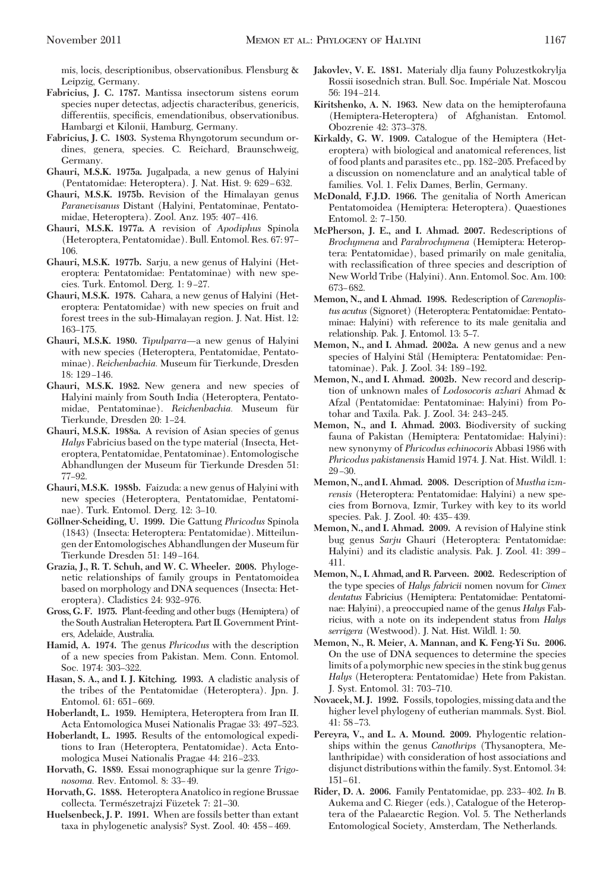mis, locis, descriptionibus, observationibus. Flensburg & Leipzig, Germany.

**Fabricius, J. C. 1787.** Mantissa insectorum sistens eorum species nuper detectas, adjectis characteribus, genericis, differentiis, specificis, emendationibus, observationibus. Hambargi et Kilonii, Hamburg, Germany.

**Fabricius, J. C. 1803.** Systema Rhyngotorum secundum ordines, genera, species. C. Reichard, Braunschweig, Germany.

**Ghauri, M.S.K. 1975a.** Jugalpada, a new genus of Halyini (Pentatomidae: Heteroptera). J. Nat. Hist. 9: 629–632.

**Ghauri, M.S.K. 1975b.** Revision of the Himalayan genus *Paranevisanus* Distant (Halyini, Pentatominae, Pentatomidae, Heteroptera). Zool. Anz. 195: 407–416.

**Ghauri, M.S.K. 1977a.** A revision of *Apodiphus* Spinola (Heteroptera, Pentatomidae). Bull. Entomol. Res. 67: 97–106.

**Ghauri, M.S.K. 1977b.** Sarju, a new genus of Halyini (Heteroptera: Pentatomidae: Pentatominae) with new species. Turk. Entomol. Derg. 1: 9–27.

**Ghauri, M.S.K. 1978.** Cahara, a new genus of Halyini (Heteroptera: Pentatomidae) with new species on fruit and forest trees in the sub-Himalayan region. J. Nat. Hist. 12: 163–175.

**Ghauri, M.S.K. 1980.** *Tipulparra*—a new genus of Halyini with new species (Heteroptera, Pentatomidae, Pentatominae). *Reichenbachia.* Museum für Tierkunde, Dresden 18: 129–146.

**Ghauri, M.S.K. 1982.** New genera and new species of Halyini mainly from South India (Heteroptera, Pentatomidae, Pentatominae). *Reichenbachia.* Museum für Tierkunde, Dresden 20: 1–24.

**Ghauri, M.S.K. 1988a.** A revision of Asian species of genus *Halys* Fabricius based on the type material (Insecta, Heteroptera, Pentatomidae, Pentatominae). Entomologische Abhandlungen der Museum für Tierkunde Dresden 51: 77–92.

**Ghauri, M.S.K. 1988b.** Faizuda: a new genus of Halyini with new species (Heteroptera, Pentatomidae, Pentatominae). Turk. Entomol. Derg. 12: 3–10.

**Göllner-Scheiding, U. 1999.** Die Gattung *Phricodus* Spinola (1843) (Insecta: Heteroptera: Pentatomidae). Mitteilungen der Entomologisches Abhandlungen der Museum für Tierkunde Dresden 51: 149–164.

**Grazia, J., R. T. Schuh, and W. C. Wheeler. 2008.** Phylogenetic relationships of family groups in Pentatomoidea based on morphology and DNA sequences (Insecta: Heteroptera). Cladistics 24: 932–976.

**Gross, G. F. 1975.** Plant-feeding and other bugs (Hemiptera) of the South Australian Heteroptera. Part II. Government Printers, Adelaide, Australia.

**Hamid, A. 1974.** The genus *Phricodus* with the description of a new species from Pakistan. Mem. Conn. Entomol. Soc. 1974: 303–322.

**Hasan, S. A., and I. J. Kitching. 1993.** A cladistic analysis of the tribes of the Pentatomidae (Heteroptera). Jpn. J. Entomol. 61: 651–669.

**Hoberlandt, L. 1959.** Hemiptera, Heteroptera from Iran II. Acta Entomologica Musei Nationalis Pragae 33: 497–523.

**Hoberlandt, L. 1995.** Results of the entomological expeditions to Iran (Heteroptera, Pentatomidae). Acta Entomologica Musei Nationalis Pragae 44: 216–233.

**Horvath, G. 1889.** Essai monographique sur la genre *Trigonosoma.* Rev. Entomol. 8: 33–49.

**Horvath, G. 1888.** Heteroptera Anatolico in regione Brussae collecta. Természetrajzi Füzetek 7: 21–30.

**Huelsenbeck, J. P. 1991.** When are fossils better than extant taxa in phylogenetic analysis? Syst. Zool. 40: 458–469.

**Jakovlev, V. E. 1881.** Materialy dlja fauny Poluzestkokrylja Rossii isosednich stran. Bull. Soc. Impériale Nat. Moscou 56: 194–214.

**Kiritshenko, A. N. 1963.** New data on the hemipterofauna (Hemiptera-Heteroptera) of Afghanistan. Entomol. Obozrenie 42: 373–378.

**Kirkaldy, G. W. 1909.** Catalogue of the Hemiptera (Heteroptera) with biological and anatomical references, list of food plants and parasites etc., pp. 182–205. Prefaced by a discussion on nomenclature and an analytical table of families. Vol. 1. Felix Dames, Berlin, Germany.

**McDonald, F.J.D. 1966.** The genitalia of North American Pentatomoidea (Hemiptera: Heteroptera). Quaestiones Entomol. 2: 7–150.

**McPherson, J. E., and I. Ahmad. 2007.** Redescriptions of *Brochymena* and *Parabrochymena* (Hemiptera: Heteroptera: Pentatomidae), based primarily on male genitalia, with reclassification of three species and description of New World Tribe (Halyini). Ann. Entomol. Soc. Am. 100: 673–682.

**Memon, N., and I. Ahmad. 1998.** Redescription of *Carenoplistus acutus* (Signoret) (Heteroptera: Pentatomidae: Pentatominae: Halyini) with reference to its male genitalia and relationship. Pak. J. Entomol. 13: 5–7.

**Memon, N., and I. Ahmad. 2002a.** A new genus and a new species of Halyini Stål (Hemiptera: Pentatomidae: Pentatominae). Pak. J. Zool. 34: 189–192.

**Memon, N., and I. Ahmad. 2002b.** New record and description of unknown males of *Lodosocoris azhari* Ahmad & Afzal (Pentatomidae: Pentatominae: Halyini) from Potohar and Taxila. Pak. J. Zool. 34: 243–245.

**Memon, N., and I. Ahmad. 2003.** Biodiversity of sucking fauna of Pakistan (Hemiptera: Pentatomidae: Halyini): new synonymy of *Phricodus echinocoris* Abbasi 1986 with *Phricodus pakistanensis* Hamid 1974. J. Nat. Hist. Wildl. 1: 29–30.

**Memon, N., and I. Ahmad. 2008.** Description of *Mustha izmrensis* (Heteroptera: Pentatomidae: Halyini) a new species from Bornova, Izmir, Turkey with key to its world species. Pak. J. Zool. 40: 435–439.

**Memon, N., and I. Ahmad. 2009.** A revision of Halyine stink bug genus *Sarju* Ghauri (Heteroptera: Pentatomidae: Halyini) and its cladistic analysis. Pak. J. Zool. 41: 399–411.

**Memon, N., I. Ahmad, and R. Parveen. 2002.** Redescription of the type species of *Halys fabricii* nomen novum for *Cimex dentatus* Fabricius (Hemiptera: Pentatomidae: Pentatominae: Halyini), a preoccupied name of the genus *Halys* Fabricius, with a note on its independent status from *Halys serrigera* (Westwood). J. Nat. Hist. Wildl. 1: 50.

**Memon, N., R. Meier, A. Mannan, and K. Feng-Yi Su. 2006.** On the use of DNA sequences to determine the species limits of a polymorphic new species in the stink bug genus *Halys* (Heteroptera: Pentatomidae) Hete from Pakistan. J. Syst. Entomol. 31: 703–710.

**Novacek, M. J. 1992.** Fossils, topologies, missing data and the higher level phylogeny of eutherian mammals. Syst. Biol. 41: 58–73.

**Pereyra, V., and L. A. Mound. 2009.** Phylogentic relationships within the genus *Canothrips* (Thysanoptera, Melanthripidae) with consideration of host associations and disjunct distributions within the family. Syst. Entomol. 34: 151–61.

**Rider, D. A. 2006.** Family Pentatomidae, pp. 233–402. *In* B. Aukema and C. Rieger (eds.), Catalogue of the Heteroptera of the Palaearctic Region. Vol. 5. The Netherlands Entomological Society, Amsterdam, The Netherlands.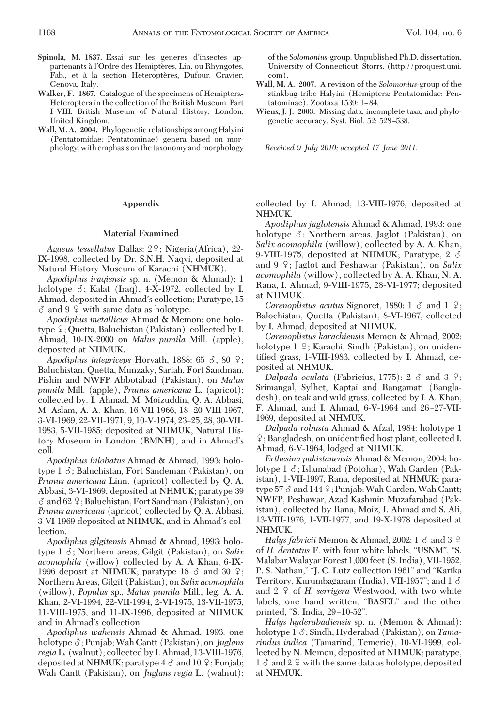Spinola, M. 1837. Essai sur les generes d'insectes appartenants à l'Ordre des Hemiptères, Lin. ou Rhyngotes, Fab., et à la section Heteroptères, Dufour. Gravier, Genova, Italy.

Walker, F. 1867. Catalogue of the specimens of Hemiptera-Heteroptera in the collection of the British Museum. Part I–VIII. British Museum of Natural History, London, United Kingdom.

Wall, M. A. 2004. Phylogenetic relationships among Halyini (Pentatomidae: Pentatominae) genera based on morphology, with emphasis on the taxonomy and morphology of the *Solomonius*-group. Unpublished Ph.D. dissertation, University of Connecticut, Storrs. (http://proquest.umi.com).

Wall, M. A. 2007. A revision of the *Solomonius*-group of the stinkbug tribe Halyini (Hemiptera: Pentatomidae: Pentatominae). Zootaxa 1539: 1–84.

Wiens, J. J. 2003. Missing data, incomplete taxa, and phylogenetic accuracy. Syst. Biol. 52: 528–538.

*Received 9 July 2010; accepted 17 June 2011.*

## Appendix

### Material Examined

*Agaeus tessellatus* Dallas: 2♀; Nigeria(Africa), 22-IX-1998, collected by Dr. S.N.H. Naqvi, deposited at Natural History Museum of Karachi (NHMUK).

*Apodiphus iraqiensis* sp. n. (Memon & Ahmad); 1 holotype ♂; Kalat (Iraq), 4-X-1972, collected by I. Ahmad, deposited in Ahmad's collection; Paratype, 15 ♂ and 9 ♀ with same data as holotype.

*Apodiphus metallicus* Ahmad & Memon: one holotype ♀; Quetta, Baluchistan (Pakistan), collected by I. Ahmad, 10-IX-2000 on *Malus pumila* Mill. (apple), deposited at NHMUK.

*Apodiphus integriceps* Horvath, 1888: 65 ♂, 80 ♀; Baluchistan, Quetta, Munzaky, Sariah, Fort Sandman, Pishin and NWFP Abbotabad (Pakistan), on *Malus pumila* Mill. (apple), *Prunus americana* L. (apricot); collected by. I. Ahmad, M. Moizuddin, Q. A. Abbasi, M. Aslam, A. A. Khan, 16-VII-1966, 18–20-VIII-1967, 3-VI-1969, 22-VII-1971, 9, 10-V-1974, 23–25, 28, 30-VII-1983, 5-VII-1985; deposited at NHMUK, Natural History Museum in London (BMNH), and in Ahmad's coll.

*Apodiphus bilobatus* Ahmad & Ahmad, 1993: holotype 1 ♂; Baluchistan, Fort Sandeman (Pakistan), on *Prunus americana* Linn. (apricot) collected by Q. A. Abbasi, 3-VI-1969, deposited at NHMUK; paratype 39 ♂ and 62 ♀; Baluchistan, Fort Sandman (Pakistan), on *Prunus americana* (apricot) collected by Q. A. Abbasi, 3-VI-1969 deposited at NHMUK, and in Ahmad's collection.

*Apodiphus gilgitensis* Ahmad & Ahmad, 1993: holotype 1 ♂; Northern areas, Gilgit (Pakistan), on *Salix acomophila* (willow) collected by A. A Khan, 6-IX-1996 deposit at NHMUK; paratype 18 ♂ and 30 ♀; Northern Areas, Gilgit (Pakistan), on *Salix acomophila* (willow), *Populus* sp., *Malus pumila* Mill., leg. A. A. Khan, 2-VI-1994, 22-VII-1994, 2-VI-1975, 13-VII-1975, 11-VIII-1975, and 11-IX-1996, deposited at NHMUK and in Ahmad's collection.

*Apodiphus wahensis* Ahmad & Ahmad, 1993: one holotype ♂; Punjab; Wah Cantt (Pakistan), on *Juglans regia* L. (walnut); collected by I. Ahmad, 13-VIII-1976, deposited at NHMUK; paratype 4 ♂ and 10 ♀; Punjab; Wah Cantt (Pakistan), on *Juglans regia* L. (walnut); collected by I. Ahmad, 13-VIII-1976, deposited at NHMUK.

*Apodiphus jaglotensis* Ahmad & Ahmad, 1993: one holotype ♂; Northern areas, Jaglot (Pakistan), on *Salix acomophila* (willow), collected by A. A. Khan, 9-VIII-1975, deposited at NHMUK; Paratype, 2 ♂ and 9 ♀; Jaglot and Peshawar (Pakistan), on *Salix acomophila* (willow), collected by A. A. Khan, N. A. Rana, I. Ahmad, 9-VIII-1975, 28-VI-1977; deposited at NHMUK.

*Carenoplistus acutus* Signoret, 1880: 1 ♂ and 1 ♀; Balochistan, Quetta (Pakistan), 8-VI-1967, collected by I. Ahmad, deposited at NHMUK.

*Carenoplistus karachiensis* Memon & Ahmad, 2002: holotype 1 ♀; Karachi, Sindh (Pakistan), on unidentified grass, 1-VIII-1983, collected by I. Ahmad, deposited at NHMUK.

*Dalpada oculata* (Fabricius, 1775): 2 ♂ and 3 ♀; Srimangal, Sylhet, Kaptai and Rangamati (Bangladesh), on teak and wild grass, collected by I. A. Khan, F. Ahmad, and I. Ahmad, 6-V-1964 and 26–27-VII-1969, deposited at NHMUK.

*Dalpada robusta* Ahmad & Afzal, 1984: holotype 1 ♀; Bangladesh, on unidentified host plant, collected I. Ahmad, 6-V-1964, lodged at NHMUK.

*Erthesina pakistanensis* Ahmad & Memon, 2004: holotype 1 ♂; Islamabad (Potohar), Wah Garden (Pakistan), 1-VII-1997, Rana, deposited at NHMUK; paratype 57 ♂ and 144 ♀; Punjab: Wah Garden, Wah Cantt; NWFP, Peshawar, Azad Kashmir: Muzafarabad (Pakistan), collected by Rana, Moiz, I. Ahmad and S. Ali, 13-VIII-1976, 1-VII-1977, and 19-X-1978 deposited at NHMUK.

*Halys fabricii* Memon & Ahmad, 2002: 1 ♂ and 3 ♀ of *H. dentatus* F. with four white labels, "USNM", "S. Malabar Walayar Forest 1,000 feet (S. India), VII-1952, P. S. Nathan," "J. C. Lutz collection 1961" and "Karika Territory, Kurumbagaram (India), VII-1957"; and 1 ♂ and 2 ♀ of *H. serrigera* Westwood, with two white labels, one hand written, "BASEL" and the other printed, "S. India, 29–10-52".

*Halys hyderabadiensis* sp. n. (Memon & Ahmad): holotype 1 ♂; Sindh, Hyderabad (Pakistan), on *Tamarindus indica* (Tamarind, Temeric), 10-VI-1999, collected by N. Memon, deposited at NHMUK; paratype, 1 ♂ and 2 ♀ with the same data as holotype, deposited at NHMUK.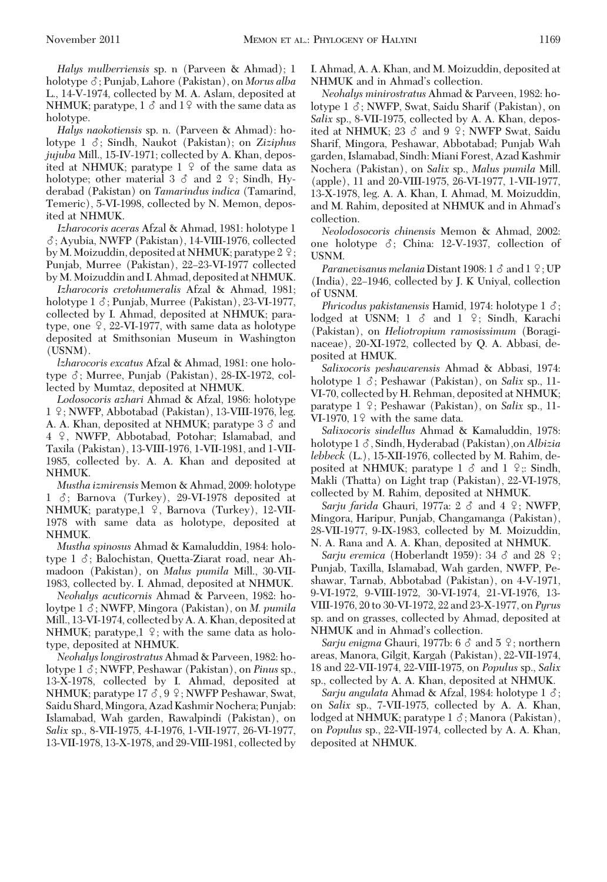*Halys mulberriensis* sp. n (Parveen & Ahmad); 1 holotype ♂; Punjab, Lahore (Pakistan), on *Morus alba* L., 14-V-1974, collected by M. A. Aslam, deposited at NHMUK; paratype, 1 ♂ and 1♀ with the same data as holotype.

*Halys naokotiensis* sp. n. (Parveen & Ahmad): holotype 1 ♂; Sindh, Naukot (Pakistan); on *Ziziphus jujuba* Mill., 15-IV-1971; collected by A. Khan, deposited at NHMUK; paratype 1 ♀ of the same data as holotype; other material 3 ♂ and 2 ♀; Sindh, Hyderabad (Pakistan) on *Tamarindus indica* (Tamarind, Temeric), 5-VI-1998, collected by N. Memon, deposited at NHMUK.

*Izharocoris aceras* Afzal & Ahmad, 1981: holotype 1 ♂; Ayubia, NWFP (Pakistan), 14-VIII-1976, collected by M. Moizuddin, deposited at NHMUK; paratype 2 ♀; Punjab, Murree (Pakistan), 22–23-VI-1977 collected by M. Moizuddin and I. Ahmad, deposited at NHMUK.

*Izharocoris cretohumeralis* Afzal & Ahmad, 1981; holotype 1 ♂; Punjab, Murree (Pakistan), 23-VI-1977, collected by I. Ahmad, deposited at NHMUK; paratype, one ♀, 22-VI-1977, with same data as holotype deposited at Smithsonian Museum in Washington (USNM).

*lzharocoris excatus* Afzal & Ahmad, 1981: one holotype ♂; Murree, Punjab (Pakistan), 28-IX-1972, collected by Mumtaz, deposited at NHMUK.

*Lodosocoris azhari* Ahmad & Afzal, 1986: holotype 1 ♀; NWFP, Abbotabad (Pakistan), 13-VIII-1976, leg. A. A. Khan, deposited at NHMUK; paratype 3 ♂ and 4 ♀, NWFP, Abbotabad, Potohar; Islamabad, and Taxila (Pakistan), 13-VIII-1976, 1-VIII-1981, and 1-VII-1985, collected by. A. A. Khan and deposited at NHMUK.

*Mustha izmirensis* Memon & Ahmad, 2009: holotype 1 ♂; Barnova (Turkey), 29-VI-1978 deposited at NHMUK; paratype,1 ♀, Barnova (Turkey), 12-VII-1978 with same data as holotype, deposited at NHMUK.

*Mustha spinosus* Ahmad & Kamaluddin, 1984: holotype 1 ♂; Balochistan, Quetta-Ziarat road, near Ahmadoon (Pakistan), on *Malus pumila* Mill., 30-VII-1983, collected by. I. Ahmad, deposited at NHMUK.

*Neohalys acuticornis* Ahmad & Parveen, 1982: holoytpe 1 ♂; NWFP, Mingora (Pakistan), on *M. pumila* Mill., 13-VI-1974, collected by A. A. Khan, deposited at NHMUK; paratype,1 ♀; with the same data as holotype, deposited at NHMUK.

*Neohalys longirostratus* Ahmad & Parveen, 1982: holotype 1 ♂; NWFP, Peshawar (Pakistan), on *Pinus* sp., 13-X-1978, collected by I. Ahmad, deposited at NHMUK; paratype 17 ♂, 9 ♀; NWFP Peshawar, Swat, Saidu Shard, Mingora, Azad Kashmir Nochera; Punjab: Islamabad, Wah garden, Rawalpindi (Pakistan), on *Salix* sp., 8-VII-1975, 4-I-1976, 1-VII-1977, 26-VI-1977, 13-VII-1978, 13-X-1978, and 29-VIII-1981, collected by I. Ahmad, A. A. Khan, and M. Moizuddin, deposited at NHMUK and in Ahmad's collection.

*Neohalys minirostratus* Ahmad & Parveen, 1982: holotype 1 ♂; NWFP, Swat, Saidu Sharif (Pakistan), on *Salix* sp., 8-VII-1975, collected by A. A. Khan, deposited at NHMUK; 23 ♂ and 9 ♀; NWFP Swat, Saidu Sharif, Mingora, Peshawar, Abbotabad; Punjab Wah garden, Islamabad, Sindh: Miani Forest, Azad Kashmir Nochera (Pakistan), on *Salix* sp., *Malus pumila* Mill. (apple), 11 and 20-VIII-1975, 26-VI-1977, 1-VII-1977, 13-X-1978, leg. A. A. Khan, I. Ahmad, M. Moizuddin, and M. Rahim, deposited at NHMUK and in Ahmad's collection.

*Neolodosocoris chinensis* Memon & Ahmad, 2002: one holotype ♂; China: 12-V-1937, collection of USNM.

*Paranevisanus melania* Distant 1908: 1 ♂ and 1 ♀; UP (India), 22–1946, collected by J. K Uniyal, collection of USNM.

*Phricodus pakistanensis* Hamid, 1974: holotype 1 ♂; lodged at USNM; 1 ♂ and 1 ♀; Sindh, Karachi (Pakistan), on *Heliotropium ramosissimum* (Boraginaceae), 20-XI-1972, collected by Q. A. Abbasi, deposited at HMUK.

*Salixocoris peshawarensis* Ahmad & Abbasi, 1974: holotype 1 ♂; Peshawar (Pakistan), on *Salix* sp., 11-VI-70, collected by H. Rehman, deposited at NHMUK; paratype 1 ♀; Peshawar (Pakistan), on *Salix* sp., 11-VI-1970, 1♀ with the same data.

*Salixocoris sindellus* Ahmad & Kamaluddin, 1978: holotype 1 ♂, Sindh, Hyderabad (Pakistan),on *Albizia lebbeck* (L.), 15-XII-1976, collected by M. Rahim, deposited at NHMUK; paratype 1 ♂ and 1 ♀;: Sindh, Makli (Thatta) on Light trap (Pakistan), 22-VI-1978, collected by M. Rahim, deposited at NHMUK.

*Sarju farida* Ghauri, 1977a: 2 ♂ and 4 ♀; NWFP, Mingora, Haripur, Punjab, Changamanga (Pakistan), 28-VII-1977, 9-IX-1983, collected by M. Moizuddin, N. A. Rana and A. A. Khan, deposited at NHMUK.

*Sarju eremica* (Hoberlandt 1959): 34 ♂ and 28 ♀; Punjab, Taxilla, Islamabad, Wah garden, NWFP, Peshawar, Tarnab, Abbotabad (Pakistan), on 4-V-1971, 9-VI-1972, 9-VIII-1972, 30-VI-1974, 21-VI-1976, 13-VIII-1976, 20 to 30-VI-1972, 22 and 23-X-1977, on *Pyrus* sp. and on grasses, collected by Ahmad, deposited at NHMUK and in Ahmad's collection.

*Sarju enigma* Ghauri, 1977b: 6 ♂ and 5 ♀; northern areas, Manora, Gilgit, Kargah (Pakistan), 22-VII-1974, 18 and 22-VII-1974, 22-VIII-1975, on *Populus* sp., *Salix* sp., collected by A. A. Khan, deposited at NHMUK.

*Sarju angulata* Ahmad & Afzal, 1984: holotype 1 ♂; on *Salix* sp., 7-VII-1975, collected by A. A. Khan, lodged at NHMUK; paratype 1 ♂; Manora (Pakistan), on *Populus* sp., 22-VII-1974, collected by A. A. Khan, deposited at NHMUK.